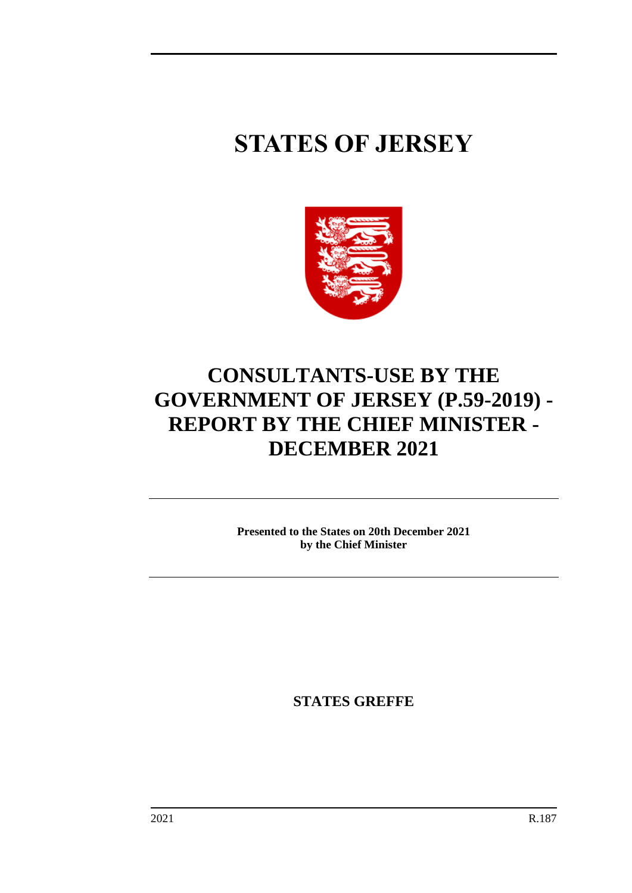# STATES OF JERSEY

# CONSULTANTS-USE BY THE GOVERNMENT OF JERSEY (P.59-2019) - REPORT BY THE CHIEF MINISTER - DECEMBER 2021

**Presented to the States on 20th December 2021**
**by the Chief Minister**

**STATES GREFFE**

2021 R.187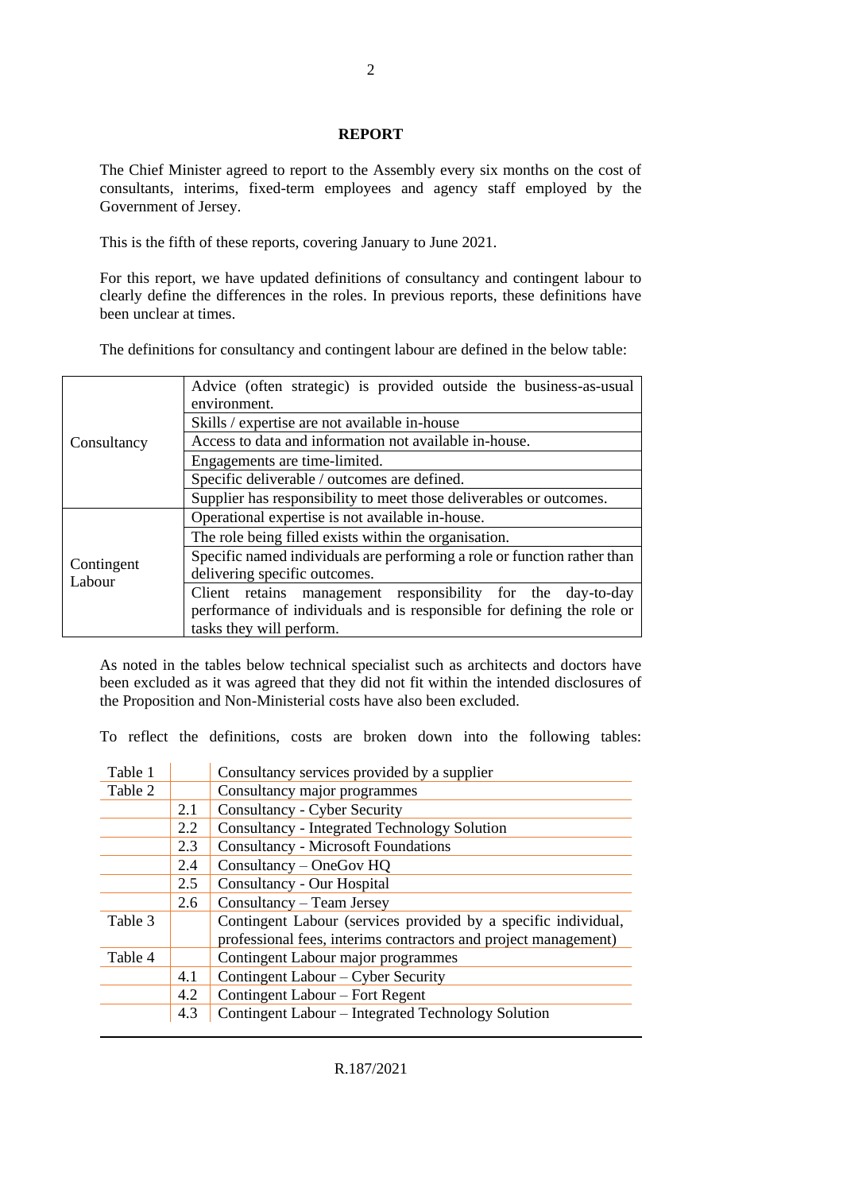## REPORT

The Chief Minister agreed to report to the Assembly every six months on the cost of consultants, interims, fixed-term employees and agency staff employed by the Government of Jersey.

This is the fifth of these reports, covering January to June 2021.

For this report, we have updated definitions of consultancy and contingent labour to clearly define the differences in the roles. In previous reports, these definitions have been unclear at times.

The definitions for consultancy and contingent labour are defined in the below table:

| | |
|---|---|
| Consultancy | Advice (often strategic) is provided outside the business-as-usual environment. |
| | Skills / expertise are not available in-house |
| | Access to data and information not available in-house. |
| | Engagements are time-limited. |
| | Specific deliverable / outcomes are defined. |
| | Supplier has responsibility to meet those deliverables or outcomes. |
| Contingent Labour | Operational expertise is not available in-house. |
| | The role being filled exists within the organisation. |
| | Specific named individuals are performing a role or function rather than delivering specific outcomes. |
| | Client retains management responsibility for the day-to-day performance of individuals and is responsible for defining the role or tasks they will perform. |

As noted in the tables below technical specialist such as architects and doctors have been excluded as it was agreed that they did not fit within the intended disclosures of the Proposition and Non-Ministerial costs have also been excluded.

To reflect the definitions, costs are broken down into the following tables:

| | | |
|---|---|---|
| Table 1 | | Consultancy services provided by a supplier |
| Table 2 | | Consultancy major programmes |
| | 2.1 | Consultancy - Cyber Security |
| | 2.2 | Consultancy - Integrated Technology Solution |
| | 2.3 | Consultancy - Microsoft Foundations |
| | 2.4 | Consultancy – OneGov HQ |
| | 2.5 | Consultancy - Our Hospital |
| | 2.6 | Consultancy – Team Jersey |
| Table 3 | | Contingent Labour (services provided by a specific individual, professional fees, interims contractors and project management) |
| Table 4 | | Contingent Labour major programmes |
| | 4.1 | Contingent Labour – Cyber Security |
| | 4.2 | Contingent Labour – Fort Regent |
| | 4.3 | Contingent Labour – Integrated Technology Solution |

R.187/2021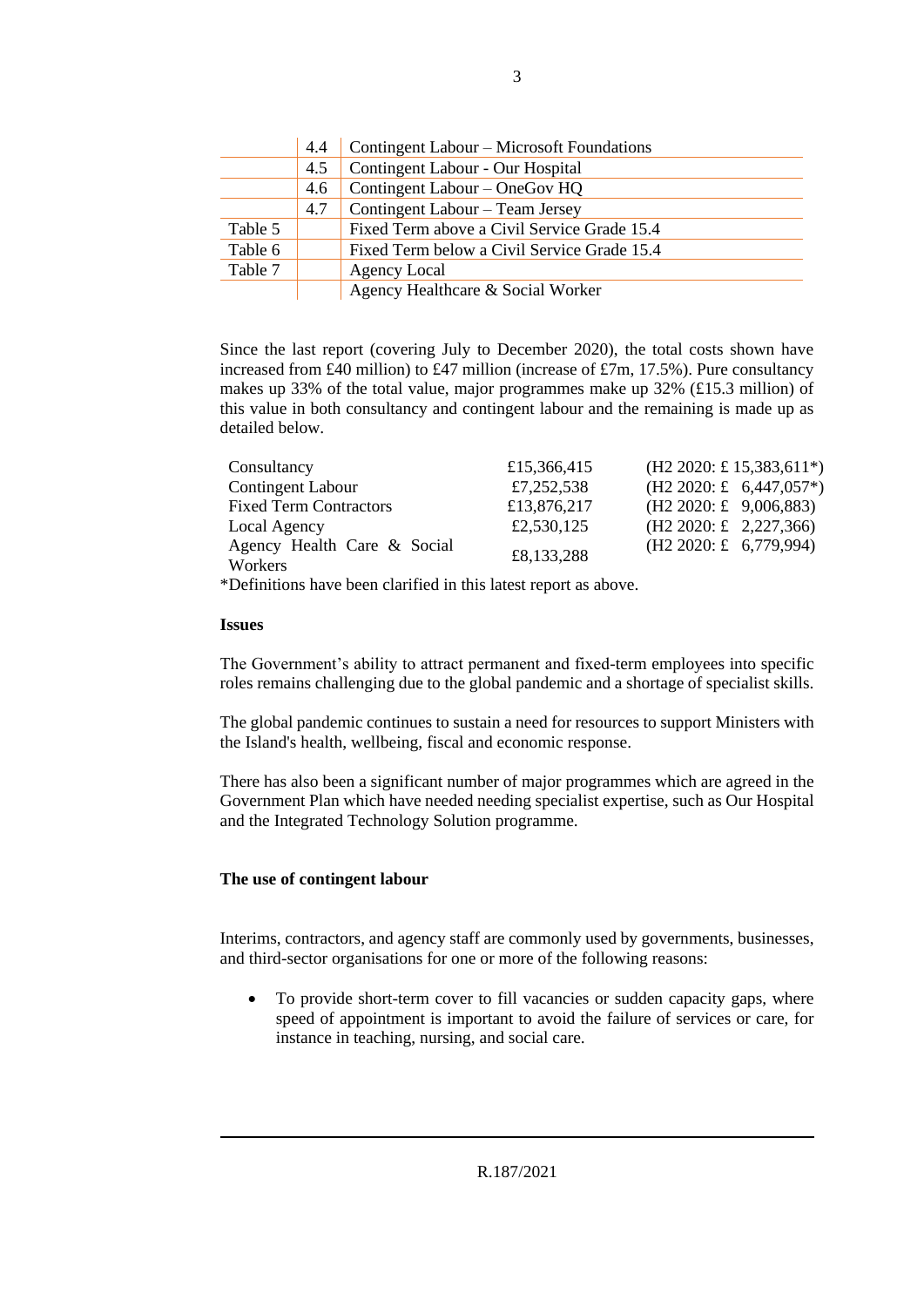|  |  |  |
|---|---|---|
|  | 4.4 | Contingent Labour – Microsoft Foundations |
|  | 4.5 | Contingent Labour - Our Hospital |
|  | 4.6 | Contingent Labour – OneGov HQ |
|  | 4.7 | Contingent Labour – Team Jersey |
| Table 5 |  | Fixed Term above a Civil Service Grade 15.4 |
| Table 6 |  | Fixed Term below a Civil Service Grade 15.4 |
| Table 7 |  | Agency Local |
|  |  | Agency Healthcare & Social Worker |

Since the last report (covering July to December 2020), the total costs shown have increased from £40 million) to £47 million (increase of £7m, 17.5%). Pure consultancy makes up 33% of the total value, major programmes make up 32% (£15.3 million) of this value in both consultancy and contingent labour and the remaining is made up as detailed below.

|  |  |  |
|---|---|---|
| Consultancy | £15,366,415 | (H2 2020: £ 15,383,611*) |
| Contingent Labour | £7,252,538 | (H2 2020: £ 6,447,057*) |
| Fixed Term Contractors | £13,876,217 | (H2 2020: £ 9,006,883) |
| Local Agency | £2,530,125 | (H2 2020: £ 2,227,366) |
| Agency Health Care & Social Workers | £8,133,288 | (H2 2020: £ 6,779,994) |

*Definitions have been clarified in this latest report as above.

**Issues**

The Government's ability to attract permanent and fixed-term employees into specific roles remains challenging due to the global pandemic and a shortage of specialist skills.

The global pandemic continues to sustain a need for resources to support Ministers with the Island's health, wellbeing, fiscal and economic response.

There has also been a significant number of major programmes which are agreed in the Government Plan which have needed needing specialist expertise, such as Our Hospital and the Integrated Technology Solution programme.

**The use of contingent labour**

Interims, contractors, and agency staff are commonly used by governments, businesses, and third-sector organisations for one or more of the following reasons:

- To provide short-term cover to fill vacancies or sudden capacity gaps, where speed of appointment is important to avoid the failure of services or care, for instance in teaching, nursing, and social care.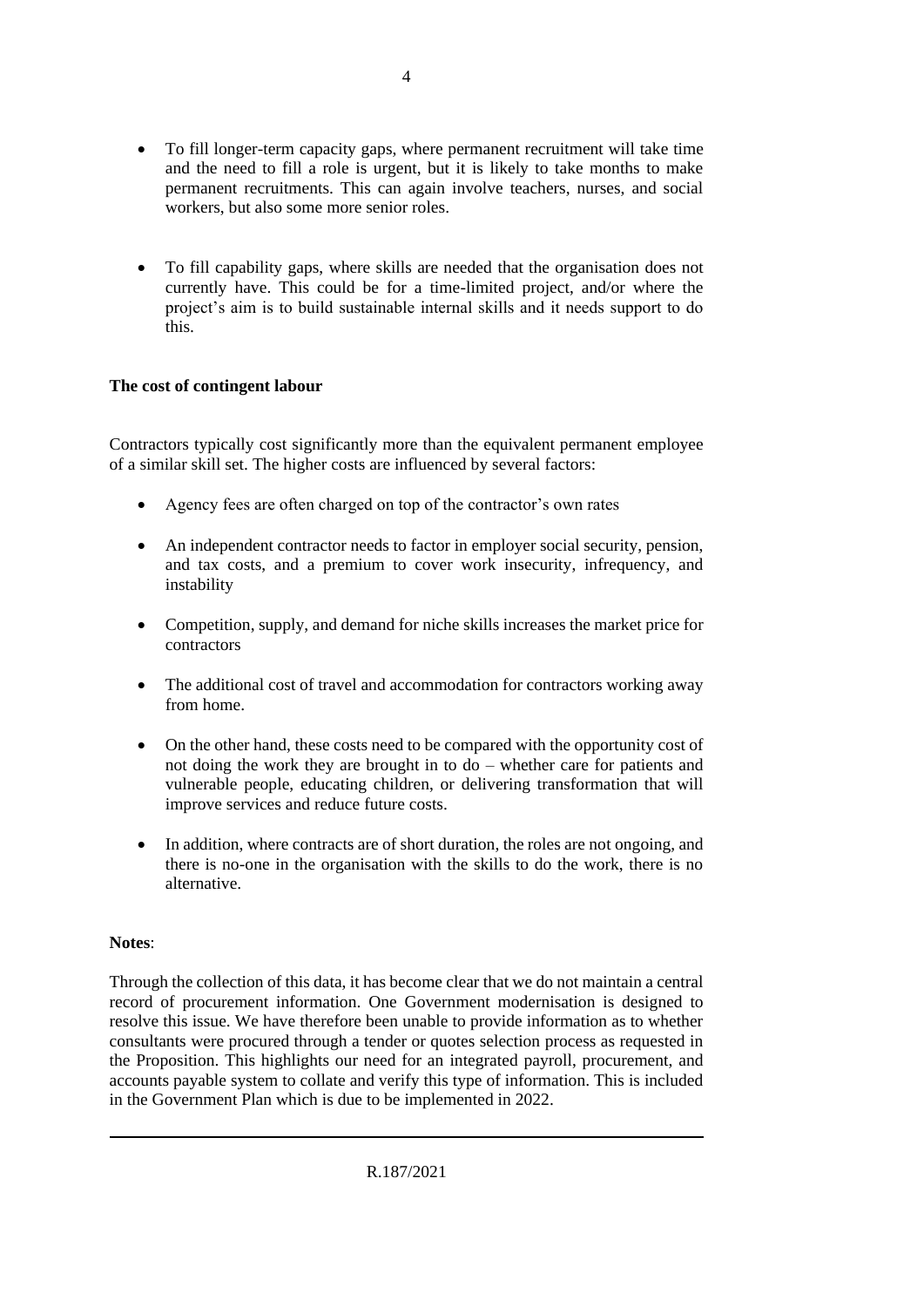- To fill longer-term capacity gaps, where permanent recruitment will take time and the need to fill a role is urgent, but it is likely to take months to make permanent recruitments. This can again involve teachers, nurses, and social workers, but also some more senior roles.

- To fill capability gaps, where skills are needed that the organisation does not currently have. This could be for a time-limited project, and/or where the project's aim is to build sustainable internal skills and it needs support to do this.

**The cost of contingent labour**

Contractors typically cost significantly more than the equivalent permanent employee of a similar skill set. The higher costs are influenced by several factors:

- Agency fees are often charged on top of the contractor's own rates

- An independent contractor needs to factor in employer social security, pension, and tax costs, and a premium to cover work insecurity, infrequency, and instability

- Competition, supply, and demand for niche skills increases the market price for contractors

- The additional cost of travel and accommodation for contractors working away from home.

- On the other hand, these costs need to be compared with the opportunity cost of not doing the work they are brought in to do – whether care for patients and vulnerable people, educating children, or delivering transformation that will improve services and reduce future costs.

- In addition, where contracts are of short duration, the roles are not ongoing, and there is no-one in the organisation with the skills to do the work, there is no alternative.

**Notes**:

Through the collection of this data, it has become clear that we do not maintain a central record of procurement information. One Government modernisation is designed to resolve this issue. We have therefore been unable to provide information as to whether consultants were procured through a tender or quotes selection process as requested in the Proposition. This highlights our need for an integrated payroll, procurement, and accounts payable system to collate and verify this type of information. This is included in the Government Plan which is due to be implemented in 2022.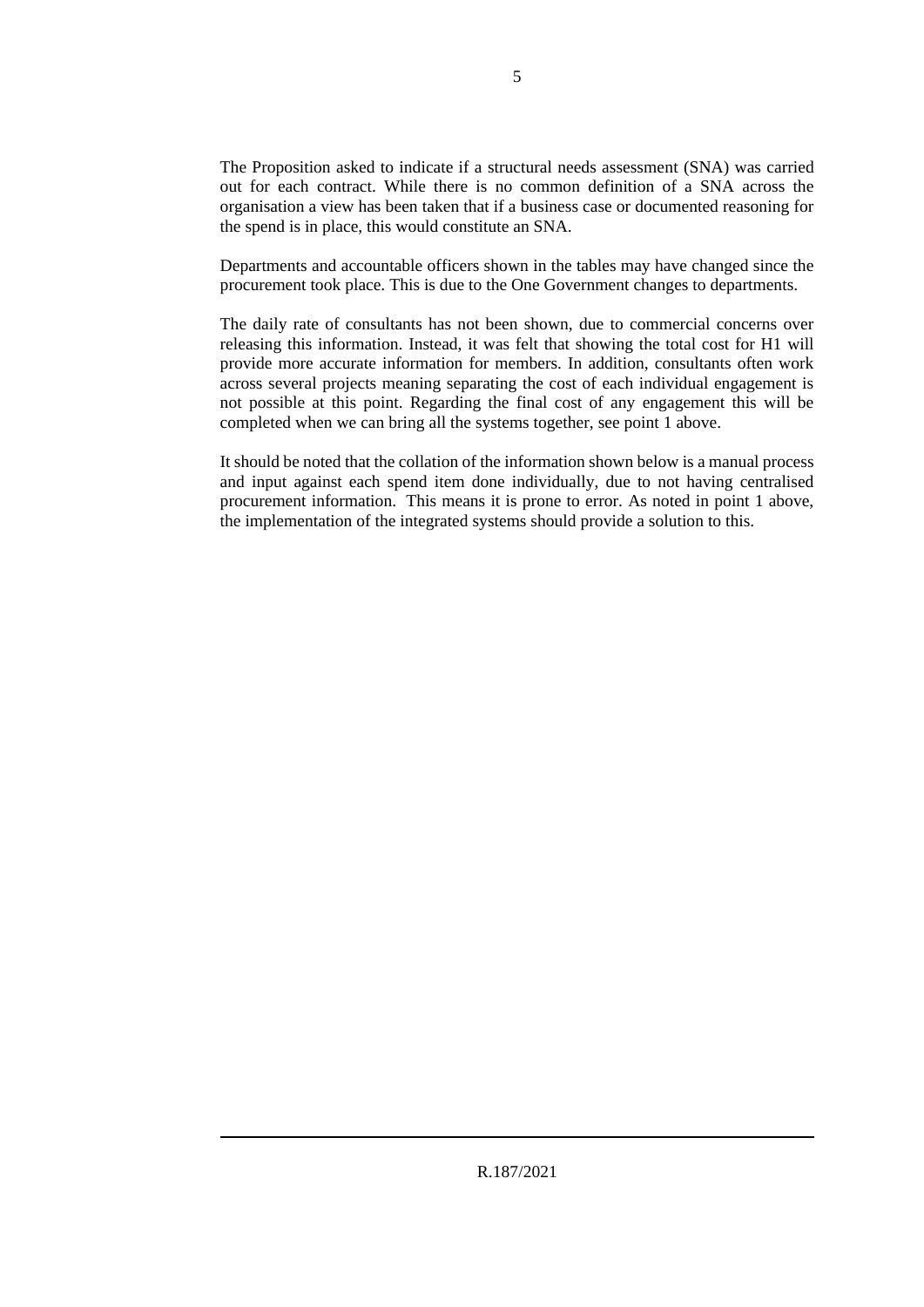The Proposition asked to indicate if a structural needs assessment (SNA) was carried out for each contract. While there is no common definition of a SNA across the organisation a view has been taken that if a business case or documented reasoning for the spend is in place, this would constitute an SNA.

Departments and accountable officers shown in the tables may have changed since the procurement took place. This is due to the One Government changes to departments.

The daily rate of consultants has not been shown, due to commercial concerns over releasing this information. Instead, it was felt that showing the total cost for H1 will provide more accurate information for members. In addition, consultants often work across several projects meaning separating the cost of each individual engagement is not possible at this point. Regarding the final cost of any engagement this will be completed when we can bring all the systems together, see point 1 above.

It should be noted that the collation of the information shown below is a manual process and input against each spend item done individually, due to not having centralised procurement information. This means it is prone to error. As noted in point 1 above, the implementation of the integrated systems should provide a solution to this.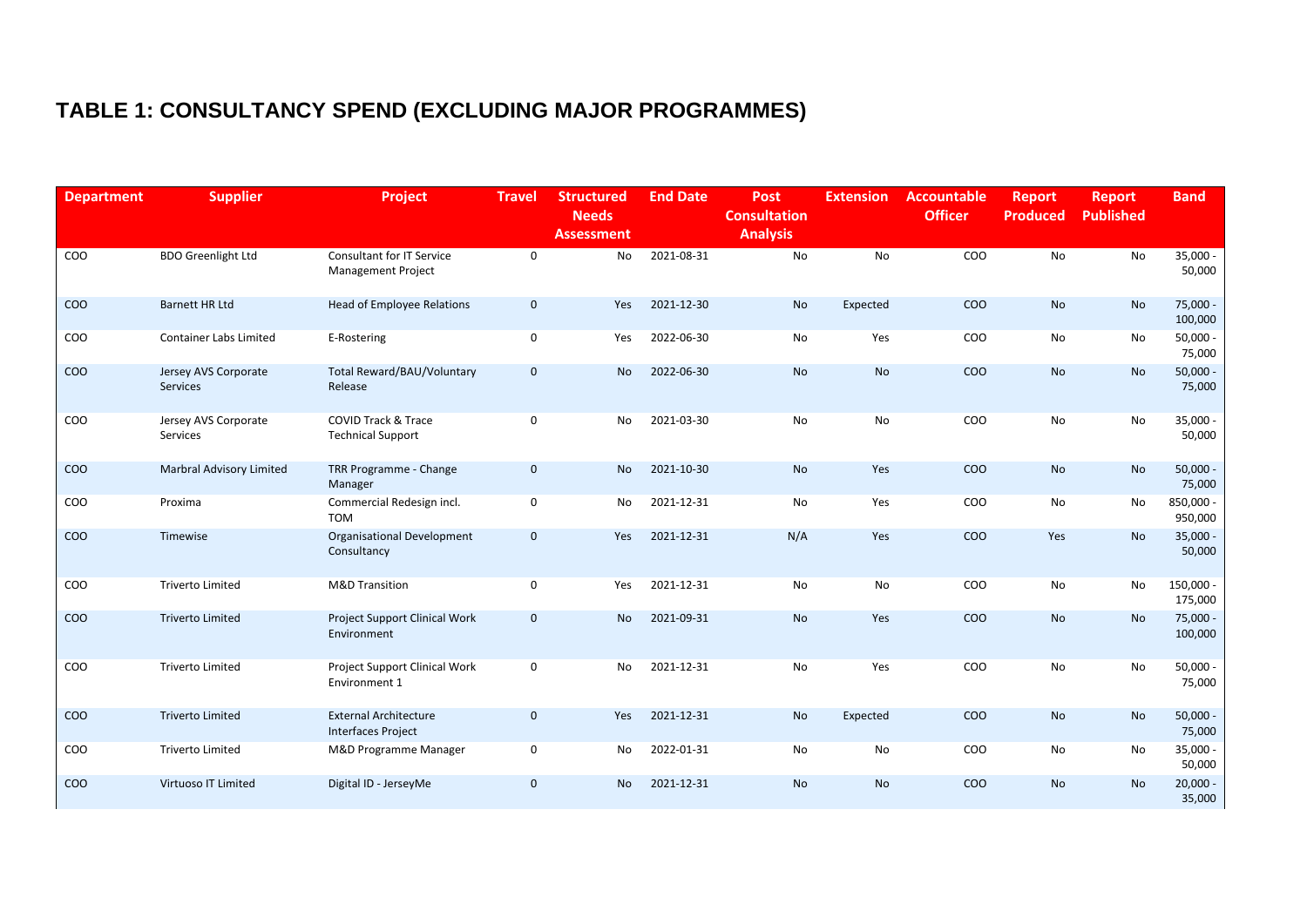# TABLE 1: CONSULTANCY SPEND (EXCLUDING MAJOR PROGRAMMES)

| Department | Supplier | Project | Travel | Structured Needs Assessment | End Date | Post Consultation Analysis | Extension | Accountable Officer | Report Produced | Report Published | Band |
|---|---|---|---|---|---|---|---|---|---|---|---|
| COO | BDO Greenlight Ltd | Consultant for IT Service Management Project | 0 | No | 2021-08-31 | No | No | COO | No | No | 35,000 - 50,000 |
| COO | Barnett HR Ltd | Head of Employee Relations | 0 | Yes | 2021-12-30 | No | Expected | COO | No | No | 75,000 - 100,000 |
| COO | Container Labs Limited | E-Rostering | 0 | Yes | 2022-06-30 | No | Yes | COO | No | No | 50,000 - 75,000 |
| COO | Jersey AVS Corporate Services | Total Reward/BAU/Voluntary Release | 0 | No | 2022-06-30 | No | No | COO | No | No | 50,000 - 75,000 |
| COO | Jersey AVS Corporate Services | COVID Track & Trace Technical Support | 0 | No | 2021-03-30 | No | No | COO | No | No | 35,000 - 50,000 |
| COO | Marbral Advisory Limited | TRR Programme - Change Manager | 0 | No | 2021-10-30 | No | Yes | COO | No | No | 50,000 - 75,000 |
| COO | Proxima | Commercial Redesign incl. TOM | 0 | No | 2021-12-31 | No | Yes | COO | No | No | 850,000 - 950,000 |
| COO | Timewise | Organisational Development Consultancy | 0 | Yes | 2021-12-31 | N/A | Yes | COO | Yes | No | 35,000 - 50,000 |
| COO | Triverto Limited | M&D Transition | 0 | Yes | 2021-12-31 | No | No | COO | No | No | 150,000 - 175,000 |
| COO | Triverto Limited | Project Support Clinical Work Environment | 0 | No | 2021-09-31 | No | Yes | COO | No | No | 75,000 - 100,000 |
| COO | Triverto Limited | Project Support Clinical Work Environment 1 | 0 | No | 2021-12-31 | No | Yes | COO | No | No | 50,000 - 75,000 |
| COO | Triverto Limited | External Architecture Interfaces Project | 0 | Yes | 2021-12-31 | No | Expected | COO | No | No | 50,000 - 75,000 |
| COO | Triverto Limited | M&D Programme Manager | 0 | No | 2022-01-31 | No | No | COO | No | No | 35,000 - 50,000 |
| COO | Virtuoso IT Limited | Digital ID - JerseyMe | 0 | No | 2021-12-31 | No | No | COO | No | No | 20,000 - 35,000 |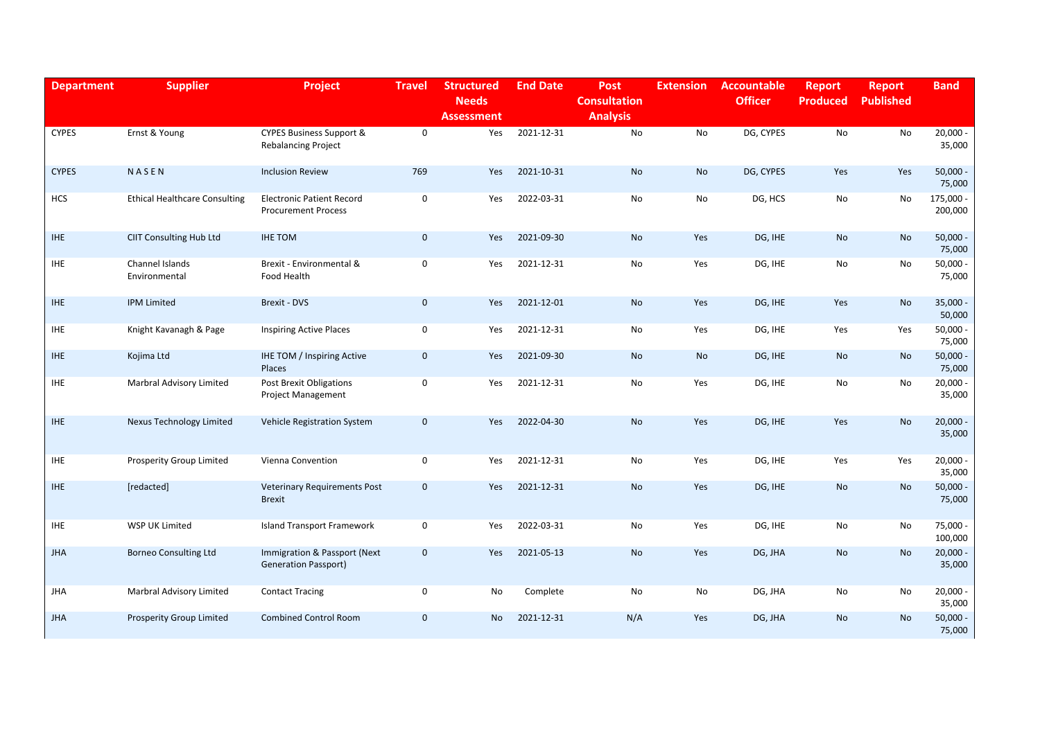| Department | Supplier | Project | Travel | Structured Needs Assessment | End Date | Post Consultation Analysis | Extension | Accountable Officer | Report Produced | Report Published | Band |
|---|---|---|---|---|---|---|---|---|---|---|---|
| CYPES | Ernst & Young | CYPES Business Support & Rebalancing Project | 0 | Yes | 2021-12-31 | No | No | DG, CYPES | No | No | 20,000 - 35,000 |
| CYPES | N A S E N | Inclusion Review | 769 | Yes | 2021-10-31 | No | No | DG, CYPES | Yes | Yes | 50,000 - 75,000 |
| HCS | Ethical Healthcare Consulting | Electronic Patient Record Procurement Process | 0 | Yes | 2022-03-31 | No | No | DG, HCS | No | No | 175,000 - 200,000 |
| IHE | CIIT Consulting Hub Ltd | IHE TOM | 0 | Yes | 2021-09-30 | No | Yes | DG, IHE | No | No | 50,000 - 75,000 |
| IHE | Channel Islands Environmental | Brexit - Environmental & Food Health | 0 | Yes | 2021-12-31 | No | Yes | DG, IHE | No | No | 50,000 - 75,000 |
| IHE | IPM Limited | Brexit - DVS | 0 | Yes | 2021-12-01 | No | Yes | DG, IHE | Yes | No | 35,000 - 50,000 |
| IHE | Knight Kavanagh & Page | Inspiring Active Places | 0 | Yes | 2021-12-31 | No | Yes | DG, IHE | Yes | Yes | 50,000 - 75,000 |
| IHE | Kojima Ltd | IHE TOM / Inspiring Active Places | 0 | Yes | 2021-09-30 | No | No | DG, IHE | No | No | 50,000 - 75,000 |
| IHE | Marbral Advisory Limited | Post Brexit Obligations Project Management | 0 | Yes | 2021-12-31 | No | Yes | DG, IHE | No | No | 20,000 - 35,000 |
| IHE | Nexus Technology Limited | Vehicle Registration System | 0 | Yes | 2022-04-30 | No | Yes | DG, IHE | Yes | No | 20,000 - 35,000 |
| IHE | Prosperity Group Limited | Vienna Convention | 0 | Yes | 2021-12-31 | No | Yes | DG, IHE | Yes | Yes | 20,000 - 35,000 |
| IHE | [redacted] | Veterinary Requirements Post Brexit | 0 | Yes | 2021-12-31 | No | Yes | DG, IHE | No | No | 50,000 - 75,000 |
| IHE | WSP UK Limited | Island Transport Framework | 0 | Yes | 2022-03-31 | No | Yes | DG, IHE | No | No | 75,000 - 100,000 |
| JHA | Borneo Consulting Ltd | Immigration & Passport (Next Generation Passport) | 0 | Yes | 2021-05-13 | No | Yes | DG, JHA | No | No | 20,000 - 35,000 |
| JHA | Marbral Advisory Limited | Contact Tracing | 0 | No | Complete | No | No | DG, JHA | No | No | 20,000 - 35,000 |
| JHA | Prosperity Group Limited | Combined Control Room | 0 | No | 2021-12-31 | N/A | Yes | DG, JHA | No | No | 50,000 - 75,000 |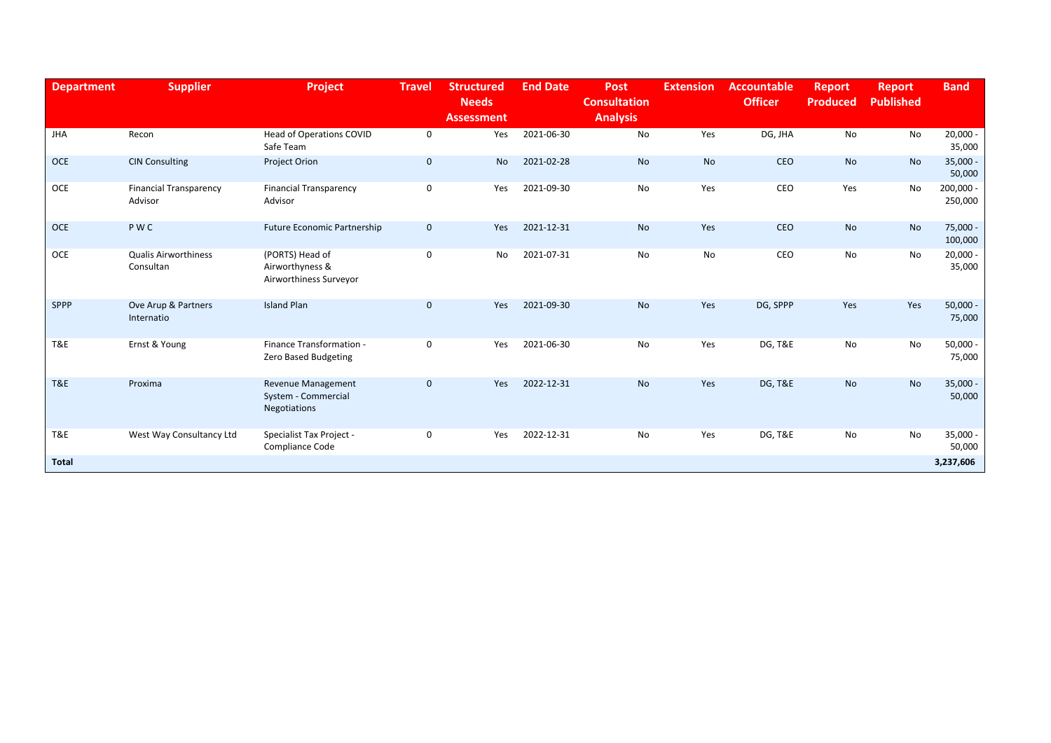| Department | Supplier | Project | Travel | Structured Needs Assessment | End Date | Post Consultation Analysis | Extension | Accountable Officer | Report Produced | Report Published | Band |
|---|---|---|---|---|---|---|---|---|---|---|---|
| JHA | Recon | Head of Operations COVID Safe Team | 0 | Yes | 2021-06-30 | No | Yes | DG, JHA | No | No | 20,000 - 35,000 |
| OCE | CIN Consulting | Project Orion | 0 | No | 2021-02-28 | No | No | CEO | No | No | 35,000 - 50,000 |
| OCE | Financial Transparency Advisor | Financial Transparency Advisor | 0 | Yes | 2021-09-30 | No | Yes | CEO | Yes | No | 200,000 - 250,000 |
| OCE | P W C | Future Economic Partnership | 0 | Yes | 2021-12-31 | No | Yes | CEO | No | No | 75,000 - 100,000 |
| OCE | Qualis Airworthiness Consultan | (PORTS) Head of Airworthyness & Airworthiness Surveyor | 0 | No | 2021-07-31 | No | No | CEO | No | No | 20,000 - 35,000 |
| SPPP | Ove Arup & Partners Internatio | Island Plan | 0 | Yes | 2021-09-30 | No | Yes | DG, SPPP | Yes | Yes | 50,000 - 75,000 |
| T&E | Ernst & Young | Finance Transformation - Zero Based Budgeting | 0 | Yes | 2021-06-30 | No | Yes | DG, T&E | No | No | 50,000 - 75,000 |
| T&E | Proxima | Revenue Management System - Commercial Negotiations | 0 | Yes | 2022-12-31 | No | Yes | DG, T&E | No | No | 35,000 - 50,000 |
| T&E | West Way Consultancy Ltd | Specialist Tax Project - Compliance Code | 0 | Yes | 2022-12-31 | No | Yes | DG, T&E | No | No | 35,000 - 50,000 |
| **Total** | | | | | | | | | | | **3,237,606** |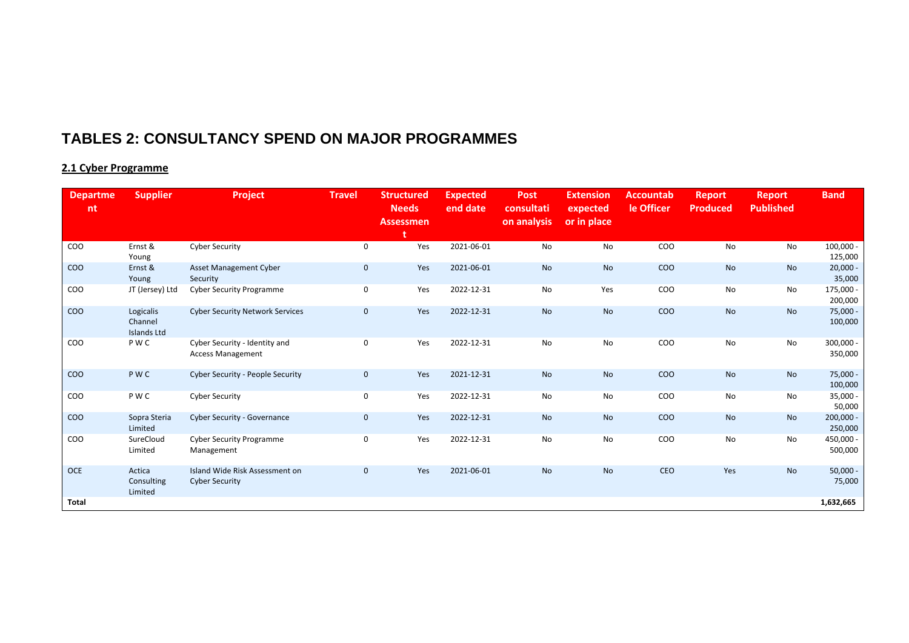# TABLES 2: CONSULTANCY SPEND ON MAJOR PROGRAMMES

## 2.1 Cyber Programme

| Department | Supplier | Project | Travel | Structured Needs Assessment | Expected end date | Post consultation analysis | Extension expected or in place | Accountable Officer | Report Produced | Report Published | Band |
|---|---|---|---|---|---|---|---|---|---|---|---|
| COO | Ernst & Young | Cyber Security | 0 | Yes | 2021-06-01 | No | No | COO | No | No | 100,000 - 125,000 |
| COO | Ernst & Young | Asset Management Cyber Security | 0 | Yes | 2021-06-01 | No | No | COO | No | No | 20,000 - 35,000 |
| COO | JT (Jersey) Ltd | Cyber Security Programme | 0 | Yes | 2022-12-31 | No | Yes | COO | No | No | 175,000 - 200,000 |
| COO | Logicalis Channel Islands Ltd | Cyber Security Network Services | 0 | Yes | 2022-12-31 | No | No | COO | No | No | 75,000 - 100,000 |
| COO | P W C | Cyber Security - Identity and Access Management | 0 | Yes | 2022-12-31 | No | No | COO | No | No | 300,000 - 350,000 |
| COO | P W C | Cyber Security - People Security | 0 | Yes | 2021-12-31 | No | No | COO | No | No | 75,000 - 100,000 |
| COO | P W C | Cyber Security | 0 | Yes | 2022-12-31 | No | No | COO | No | No | 35,000 - 50,000 |
| COO | Sopra Steria Limited | Cyber Security - Governance | 0 | Yes | 2022-12-31 | No | No | COO | No | No | 200,000 - 250,000 |
| COO | SureCloud Limited | Cyber Security Programme Management | 0 | Yes | 2022-12-31 | No | No | COO | No | No | 450,000 - 500,000 |
| OCE | Actica Consulting Limited | Island Wide Risk Assessment on Cyber Security | 0 | Yes | 2021-06-01 | No | No | CEO | Yes | No | 50,000 - 75,000 |
| **Total** | | | | | | | | | | | **1,632,665** |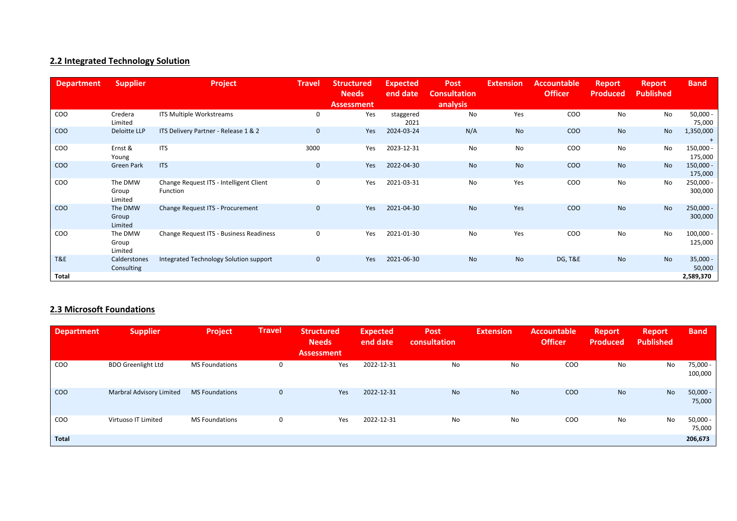## 2.2 Integrated Technology Solution

| Department | Supplier | Project | Travel | Structured Needs Assessment | Expected end date | Post Consultation analysis | Extension | Accountable Officer | Report Produced | Report Published | Band |
|---|---|---|---|---|---|---|---|---|---|---|---|
| COO | Credera Limited | ITS Multiple Workstreams | 0 | Yes | staggered 2021 | No | Yes | COO | No | No | 50,000 - 75,000 |
| COO | Deloitte LLP | ITS Delivery Partner - Release 1 & 2 | 0 | Yes | 2024-03-24 | N/A | No | COO | No | No | 1,350,000 + |
| COO | Ernst & Young | ITS | 3000 | Yes | 2023-12-31 | No | No | COO | No | No | 150,000 - 175,000 |
| COO | Green Park | ITS | 0 | Yes | 2022-04-30 | No | No | COO | No | No | 150,000 - 175,000 |
| COO | The DMW Group Limited | Change Request ITS - Intelligent Client Function | 0 | Yes | 2021-03-31 | No | Yes | COO | No | No | 250,000 - 300,000 |
| COO | The DMW Group Limited | Change Request ITS - Procurement | 0 | Yes | 2021-04-30 | No | Yes | COO | No | No | 250,000 - 300,000 |
| COO | The DMW Group Limited | Change Request ITS - Business Readiness | 0 | Yes | 2021-01-30 | No | Yes | COO | No | No | 100,000 - 125,000 |
| T&E | Calderstones Consulting | Integrated Technology Solution support | 0 | Yes | 2021-06-30 | No | No | DG, T&E | No | No | 35,000 - 50,000 |
| **Total** | | | | | | | | | | | **2,589,370** |

## 2.3 Microsoft Foundations

| Department | Supplier | Project | Travel | Structured Needs Assessment | Expected end date | Post consultation | Extension | Accountable Officer | Report Produced | Report Published | Band |
|---|---|---|---|---|---|---|---|---|---|---|---|
| COO | BDO Greenlight Ltd | MS Foundations | 0 | Yes | 2022-12-31 | No | No | COO | No | No | 75,000 - 100,000 |
| COO | Marbral Advisory Limited | MS Foundations | 0 | Yes | 2022-12-31 | No | No | COO | No | No | 50,000 - 75,000 |
| COO | Virtuoso IT Limited | MS Foundations | 0 | Yes | 2022-12-31 | No | No | COO | No | No | 50,000 - 75,000 |
| **Total** | | | | | | | | | | | **206,673** |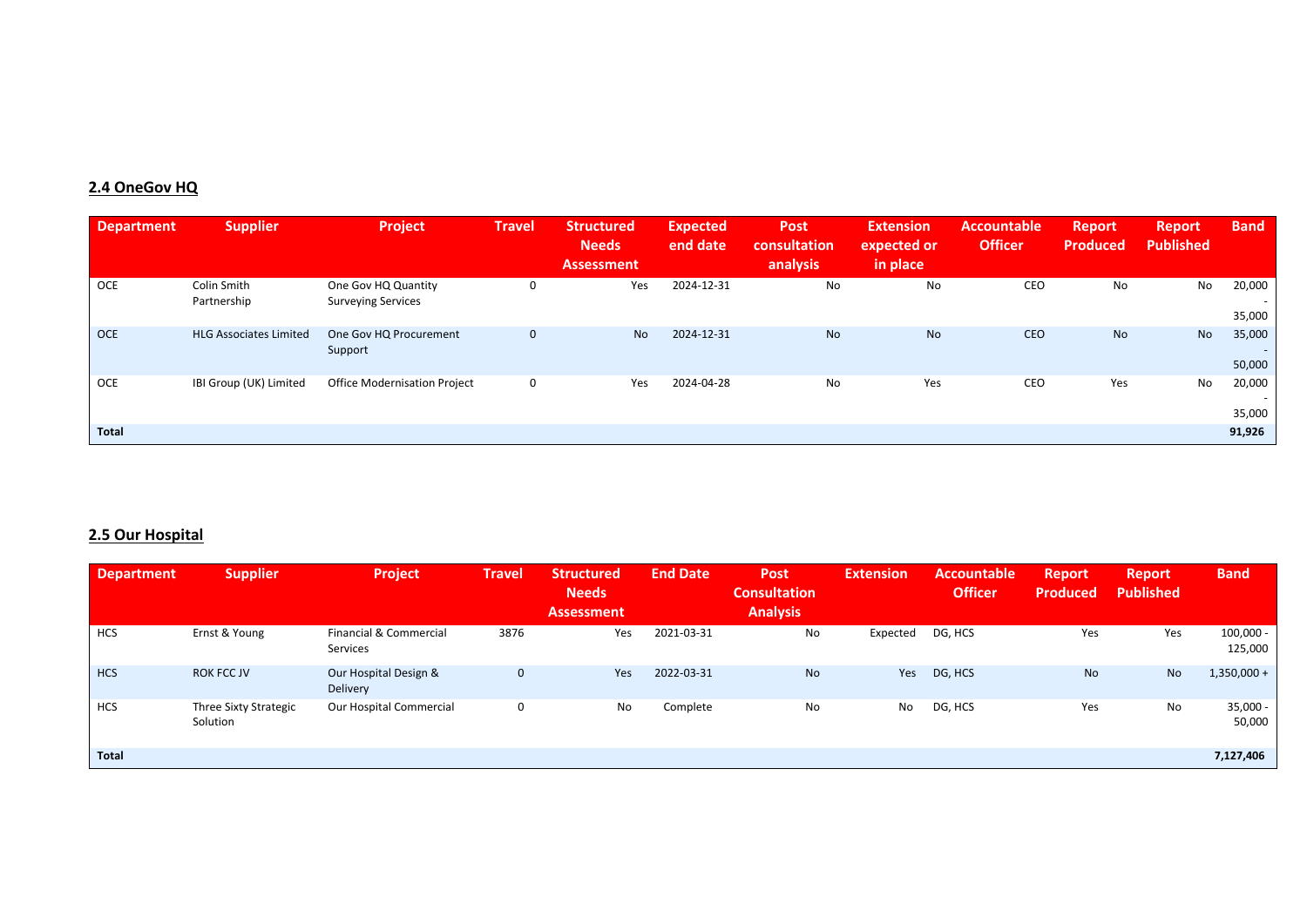## 2.4 OneGov HQ

| Department | Supplier | Project | Travel | Structured Needs Assessment | Expected end date | Post consultation analysis | Extension expected or in place | Accountable Officer | Report Produced | Report Published | Band |
|---|---|---|---|---|---|---|---|---|---|---|---|
| OCE | Colin Smith Partnership | One Gov HQ Quantity Surveying Services | 0 | Yes | 2024-12-31 | No | No | CEO | No | No | 20,000 - 35,000 |
| OCE | HLG Associates Limited | One Gov HQ Procurement Support | 0 | No | 2024-12-31 | No | No | CEO | No | No | 35,000 - 50,000 |
| OCE | IBI Group (UK) Limited | Office Modernisation Project | 0 | Yes | 2024-04-28 | No | Yes | CEO | Yes | No | 20,000 - 35,000 |
| **Total** | | | | | | | | | | | **91,926** |

## 2.5 Our Hospital

| Department | Supplier | Project | Travel | Structured Needs Assessment | End Date | Post Consultation Analysis | Extension | Accountable Officer | Report Produced | Report Published | Band |
|---|---|---|---|---|---|---|---|---|---|---|---|
| HCS | Ernst & Young | Financial & Commercial Services | 3876 | Yes | 2021-03-31 | No | Expected | DG, HCS | Yes | Yes | 100,000 - 125,000 |
| HCS | ROK FCC JV | Our Hospital Design & Delivery | 0 | Yes | 2022-03-31 | No | Yes | DG, HCS | No | No | 1,350,000 + |
| HCS | Three Sixty Strategic Solution | Our Hospital Commercial | 0 | No | Complete | No | No | DG, HCS | Yes | No | 35,000 - 50,000 |
| **Total** | | | | | | | | | | | **7,127,406** |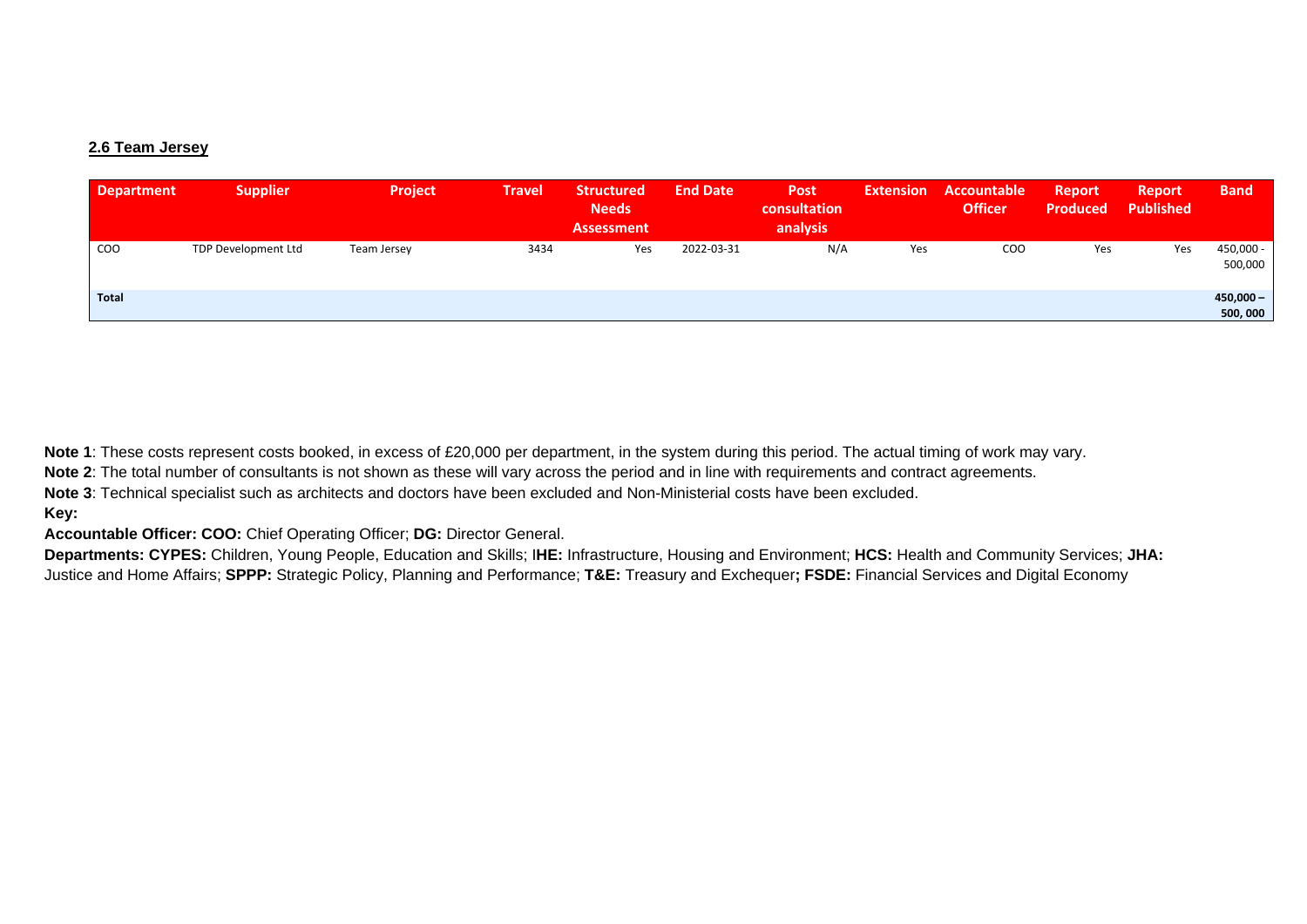### 2.6 Team Jersey

| Department | Supplier | Project | Travel | Structured Needs Assessment | End Date | Post consultation analysis | Extension | Accountable Officer | Report Produced | Report Published | Band |
|---|---|---|---|---|---|---|---|---|---|---|---|
| COO | TDP Development Ltd | Team Jersey | 3434 | Yes | 2022-03-31 | N/A | Yes | COO | Yes | Yes | 450,000 - 500,000 |
| **Total** | | | | | | | | | | | **450,000 – 500, 000** |

**Note 1**: These costs represent costs booked, in excess of £20,000 per department, in the system during this period. The actual timing of work may vary.

**Note 2**: The total number of consultants is not shown as these will vary across the period and in line with requirements and contract agreements.

**Note 3**: Technical specialist such as architects and doctors have been excluded and Non-Ministerial costs have been excluded.

**Key:**

**Accountable Officer: COO:** Chief Operating Officer; **DG:** Director General.

**Departments: CYPES:** Children, Young People, Education and Skills; I**HE:** Infrastructure, Housing and Environment; **HCS:** Health and Community Services; **JHA:** Justice and Home Affairs; **SPPP:** Strategic Policy, Planning and Performance; **T&E:** Treasury and Exchequer**; FSDE:** Financial Services and Digital Economy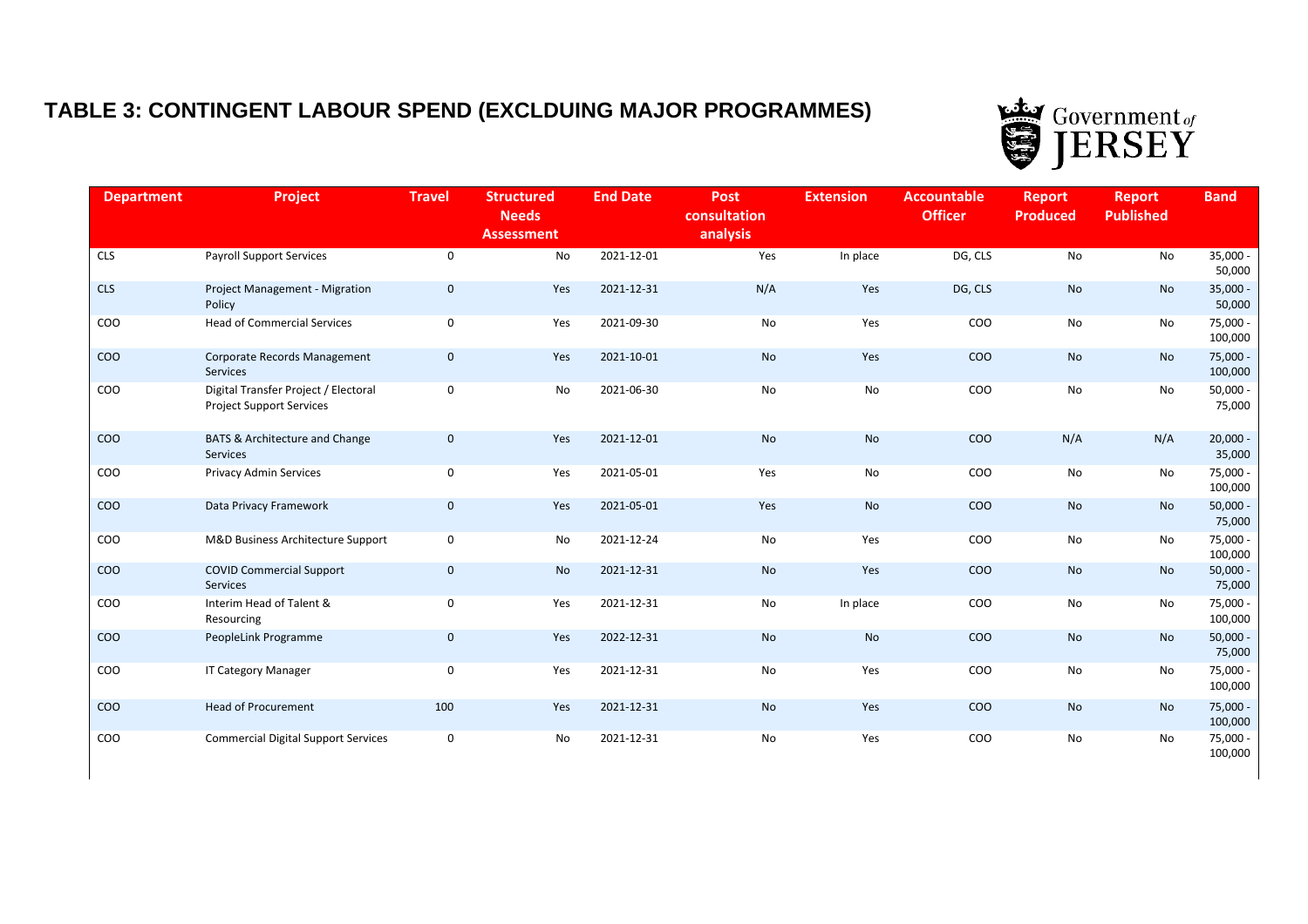# TABLE 3: CONTINGENT LABOUR SPEND (EXCLDUING MAJOR PROGRAMMES)

| Department | Project | Travel | Structured Needs Assessment | End Date | Post consultation analysis | Extension | Accountable Officer | Report Produced | Report Published | Band |
|---|---|---|---|---|---|---|---|---|---|---|
| CLS | Payroll Support Services | 0 | No | 2021-12-01 | Yes | In place | DG, CLS | No | No | 35,000 - 50,000 |
| CLS | Project Management - Migration Policy | 0 | Yes | 2021-12-31 | N/A | Yes | DG, CLS | No | No | 35,000 - 50,000 |
| COO | Head of Commercial Services | 0 | Yes | 2021-09-30 | No | Yes | COO | No | No | 75,000 - 100,000 |
| COO | Corporate Records Management Services | 0 | Yes | 2021-10-01 | No | Yes | COO | No | No | 75,000 - 100,000 |
| COO | Digital Transfer Project / Electoral Project Support Services | 0 | No | 2021-06-30 | No | No | COO | No | No | 50,000 - 75,000 |
| COO | BATS & Architecture and Change Services | 0 | Yes | 2021-12-01 | No | No | COO | N/A | N/A | 20,000 - 35,000 |
| COO | Privacy Admin Services | 0 | Yes | 2021-05-01 | Yes | No | COO | No | No | 75,000 - 100,000 |
| COO | Data Privacy Framework | 0 | Yes | 2021-05-01 | Yes | No | COO | No | No | 50,000 - 75,000 |
| COO | M&D Business Architecture Support | 0 | No | 2021-12-24 | No | Yes | COO | No | No | 75,000 - 100,000 |
| COO | COVID Commercial Support Services | 0 | No | 2021-12-31 | No | Yes | COO | No | No | 50,000 - 75,000 |
| COO | Interim Head of Talent & Resourcing | 0 | Yes | 2021-12-31 | No | In place | COO | No | No | 75,000 - 100,000 |
| COO | PeopleLink Programme | 0 | Yes | 2022-12-31 | No | No | COO | No | No | 50,000 - 75,000 |
| COO | IT Category Manager | 0 | Yes | 2021-12-31 | No | Yes | COO | No | No | 75,000 - 100,000 |
| COO | Head of Procurement | 100 | Yes | 2021-12-31 | No | Yes | COO | No | No | 75,000 - 100,000 |
| COO | Commercial Digital Support Services | 0 | No | 2021-12-31 | No | Yes | COO | No | No | 75,000 - 100,000 |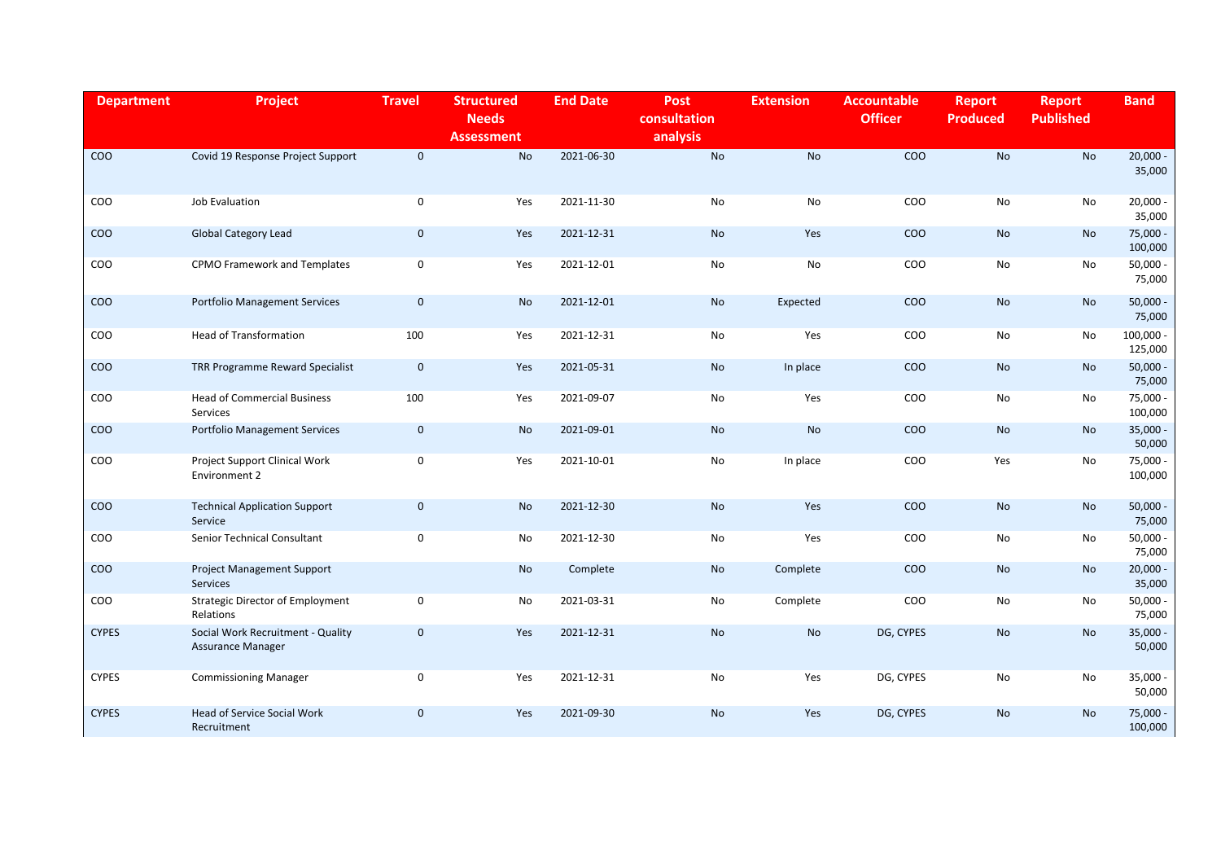| Department | Project | Travel | Structured Needs Assessment | End Date | Post consultation analysis | Extension | Accountable Officer | Report Produced | Report Published | Band |
|---|---|---|---|---|---|---|---|---|---|---|
| COO | Covid 19 Response Project Support | 0 | No | 2021-06-30 | No | No | COO | No | No | 20,000 - 35,000 |
| COO | Job Evaluation | 0 | Yes | 2021-11-30 | No | No | COO | No | No | 20,000 - 35,000 |
| COO | Global Category Lead | 0 | Yes | 2021-12-31 | No | Yes | COO | No | No | 75,000 - 100,000 |
| COO | CPMO Framework and Templates | 0 | Yes | 2021-12-01 | No | No | COO | No | No | 50,000 - 75,000 |
| COO | Portfolio Management Services | 0 | No | 2021-12-01 | No | Expected | COO | No | No | 50,000 - 75,000 |
| COO | Head of Transformation | 100 | Yes | 2021-12-31 | No | Yes | COO | No | No | 100,000 - 125,000 |
| COO | TRR Programme Reward Specialist | 0 | Yes | 2021-05-31 | No | In place | COO | No | No | 50,000 - 75,000 |
| COO | Head of Commercial Business Services | 100 | Yes | 2021-09-07 | No | Yes | COO | No | No | 75,000 - 100,000 |
| COO | Portfolio Management Services | 0 | No | 2021-09-01 | No | No | COO | No | No | 35,000 - 50,000 |
| COO | Project Support Clinical Work Environment 2 | 0 | Yes | 2021-10-01 | No | In place | COO | Yes | No | 75,000 - 100,000 |
| COO | Technical Application Support Service | 0 | No | 2021-12-30 | No | Yes | COO | No | No | 50,000 - 75,000 |
| COO | Senior Technical Consultant | 0 | No | 2021-12-30 | No | Yes | COO | No | No | 50,000 - 75,000 |
| COO | Project Management Support Services | | No | Complete | No | Complete | COO | No | No | 20,000 - 35,000 |
| COO | Strategic Director of Employment Relations | 0 | No | 2021-03-31 | No | Complete | COO | No | No | 50,000 - 75,000 |
| CYPES | Social Work Recruitment - Quality Assurance Manager | 0 | Yes | 2021-12-31 | No | No | DG, CYPES | No | No | 35,000 - 50,000 |
| CYPES | Commissioning Manager | 0 | Yes | 2021-12-31 | No | Yes | DG, CYPES | No | No | 35,000 - 50,000 |
| CYPES | Head of Service Social Work Recruitment | 0 | Yes | 2021-09-30 | No | Yes | DG, CYPES | No | No | 75,000 - 100,000 |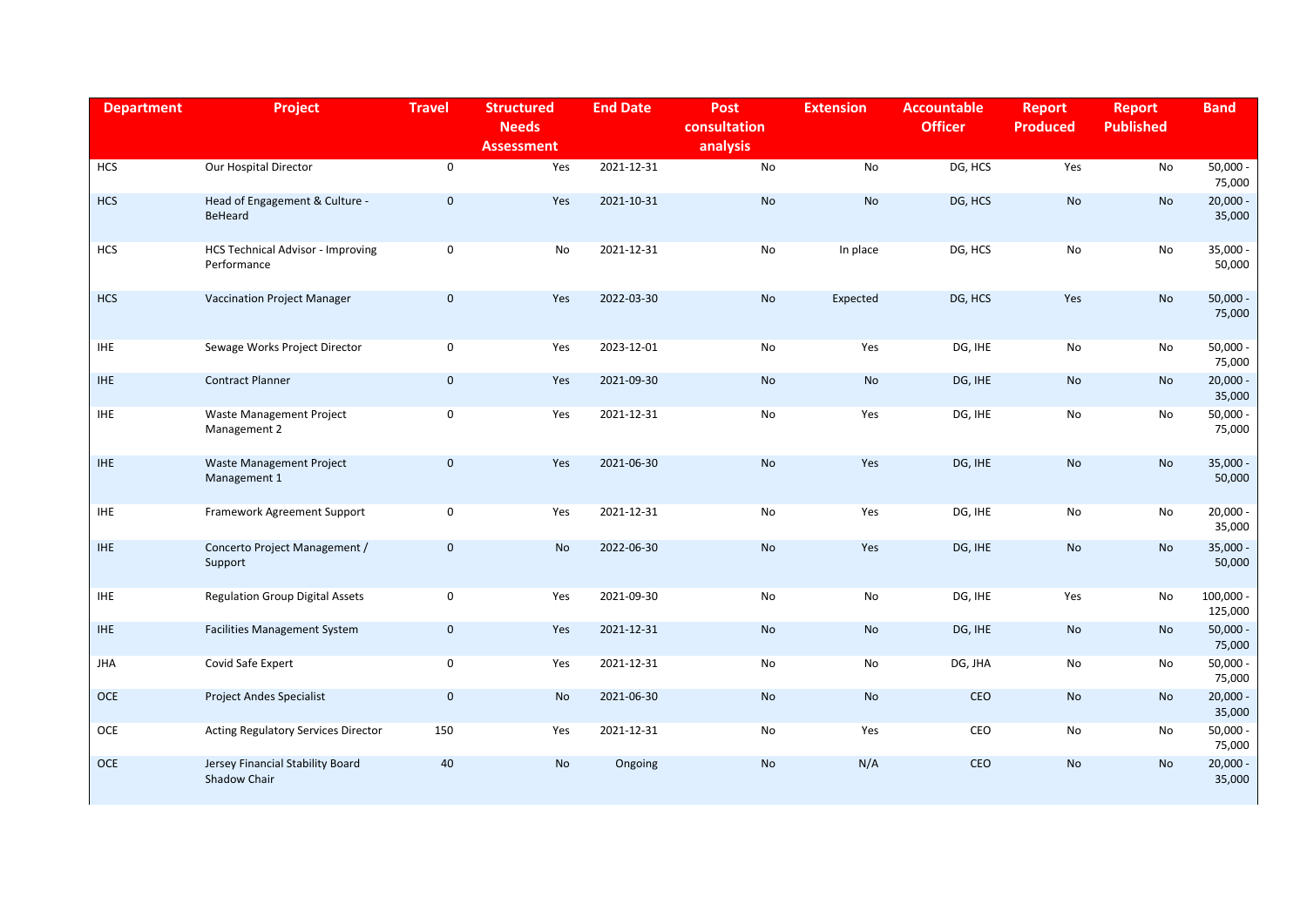| Department | Project | Travel | Structured Needs Assessment | End Date | Post consultation analysis | Extension | Accountable Officer | Report Produced | Report Published | Band |
|---|---|---|---|---|---|---|---|---|---|---|
| HCS | Our Hospital Director | 0 | Yes | 2021-12-31 | No | No | DG, HCS | Yes | No | 50,000 - 75,000 |
| HCS | Head of Engagement & Culture - BeHeard | 0 | Yes | 2021-10-31 | No | No | DG, HCS | No | No | 20,000 - 35,000 |
| HCS | HCS Technical Advisor - Improving Performance | 0 | No | 2021-12-31 | No | In place | DG, HCS | No | No | 35,000 - 50,000 |
| HCS | Vaccination Project Manager | 0 | Yes | 2022-03-30 | No | Expected | DG, HCS | Yes | No | 50,000 - 75,000 |
| IHE | Sewage Works Project Director | 0 | Yes | 2023-12-01 | No | Yes | DG, IHE | No | No | 50,000 - 75,000 |
| IHE | Contract Planner | 0 | Yes | 2021-09-30 | No | No | DG, IHE | No | No | 20,000 - 35,000 |
| IHE | Waste Management Project Management 2 | 0 | Yes | 2021-12-31 | No | Yes | DG, IHE | No | No | 50,000 - 75,000 |
| IHE | Waste Management Project Management 1 | 0 | Yes | 2021-06-30 | No | Yes | DG, IHE | No | No | 35,000 - 50,000 |
| IHE | Framework Agreement Support | 0 | Yes | 2021-12-31 | No | Yes | DG, IHE | No | No | 20,000 - 35,000 |
| IHE | Concerto Project Management / Support | 0 | No | 2022-06-30 | No | Yes | DG, IHE | No | No | 35,000 - 50,000 |
| IHE | Regulation Group Digital Assets | 0 | Yes | 2021-09-30 | No | No | DG, IHE | Yes | No | 100,000 - 125,000 |
| IHE | Facilities Management System | 0 | Yes | 2021-12-31 | No | No | DG, IHE | No | No | 50,000 - 75,000 |
| JHA | Covid Safe Expert | 0 | Yes | 2021-12-31 | No | No | DG, JHA | No | No | 50,000 - 75,000 |
| OCE | Project Andes Specialist | 0 | No | 2021-06-30 | No | No | CEO | No | No | 20,000 - 35,000 |
| OCE | Acting Regulatory Services Director | 150 | Yes | 2021-12-31 | No | Yes | CEO | No | No | 50,000 - 75,000 |
| OCE | Jersey Financial Stability Board Shadow Chair | 40 | No | Ongoing | No | N/A | CEO | No | No | 20,000 - 35,000 |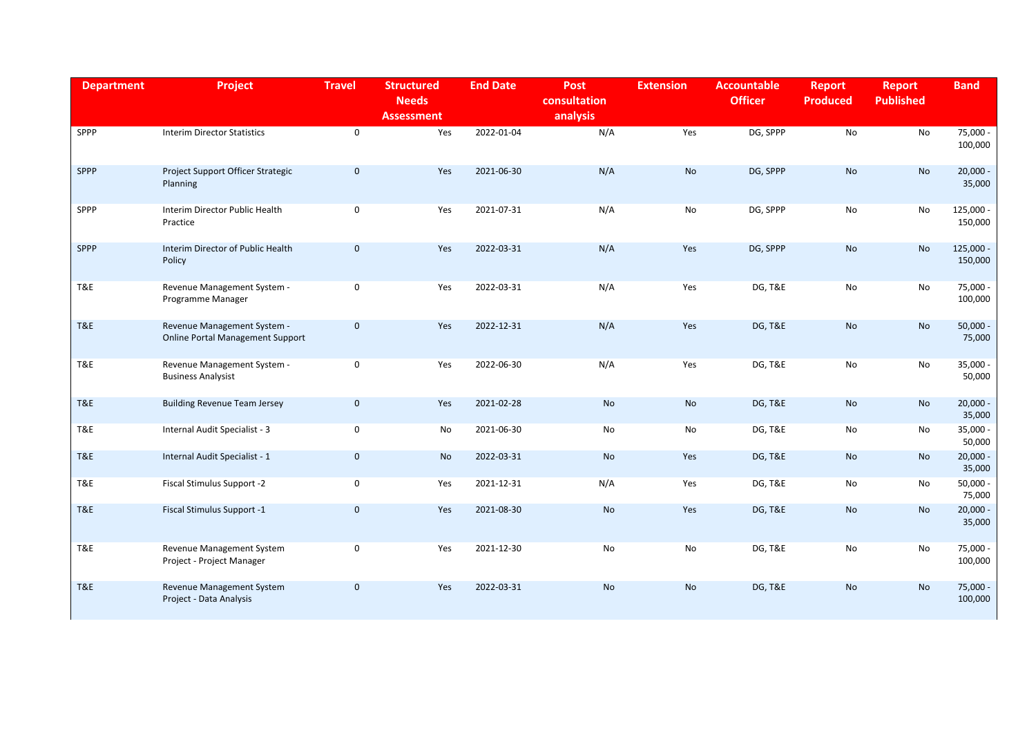| Department | Project | Travel | Structured Needs Assessment | End Date | Post consultation analysis | Extension | Accountable Officer | Report Produced | Report Published | Band |
|---|---|---|---|---|---|---|---|---|---|---|
| SPPP | Interim Director Statistics | 0 | Yes | 2022-01-04 | N/A | Yes | DG, SPPP | No | No | 75,000 - 100,000 |
| SPPP | Project Support Officer Strategic Planning | 0 | Yes | 2021-06-30 | N/A | No | DG, SPPP | No | No | 20,000 - 35,000 |
| SPPP | Interim Director Public Health Practice | 0 | Yes | 2021-07-31 | N/A | No | DG, SPPP | No | No | 125,000 - 150,000 |
| SPPP | Interim Director of Public Health Policy | 0 | Yes | 2022-03-31 | N/A | Yes | DG, SPPP | No | No | 125,000 - 150,000 |
| T&E | Revenue Management System - Programme Manager | 0 | Yes | 2022-03-31 | N/A | Yes | DG, T&E | No | No | 75,000 - 100,000 |
| T&E | Revenue Management System - Online Portal Management Support | 0 | Yes | 2022-12-31 | N/A | Yes | DG, T&E | No | No | 50,000 - 75,000 |
| T&E | Revenue Management System - Business Analysist | 0 | Yes | 2022-06-30 | N/A | Yes | DG, T&E | No | No | 35,000 - 50,000 |
| T&E | Building Revenue Team Jersey | 0 | Yes | 2021-02-28 | No | No | DG, T&E | No | No | 20,000 - 35,000 |
| T&E | Internal Audit Specialist - 3 | 0 | No | 2021-06-30 | No | No | DG, T&E | No | No | 35,000 - 50,000 |
| T&E | Internal Audit Specialist - 1 | 0 | No | 2022-03-31 | No | Yes | DG, T&E | No | No | 20,000 - 35,000 |
| T&E | Fiscal Stimulus Support -2 | 0 | Yes | 2021-12-31 | N/A | Yes | DG, T&E | No | No | 50,000 - 75,000 |
| T&E | Fiscal Stimulus Support -1 | 0 | Yes | 2021-08-30 | No | Yes | DG, T&E | No | No | 20,000 - 35,000 |
| T&E | Revenue Management System Project - Project Manager | 0 | Yes | 2021-12-30 | No | No | DG, T&E | No | No | 75,000 - 100,000 |
| T&E | Revenue Management System Project - Data Analysis | 0 | Yes | 2022-03-31 | No | No | DG, T&E | No | No | 75,000 - 100,000 |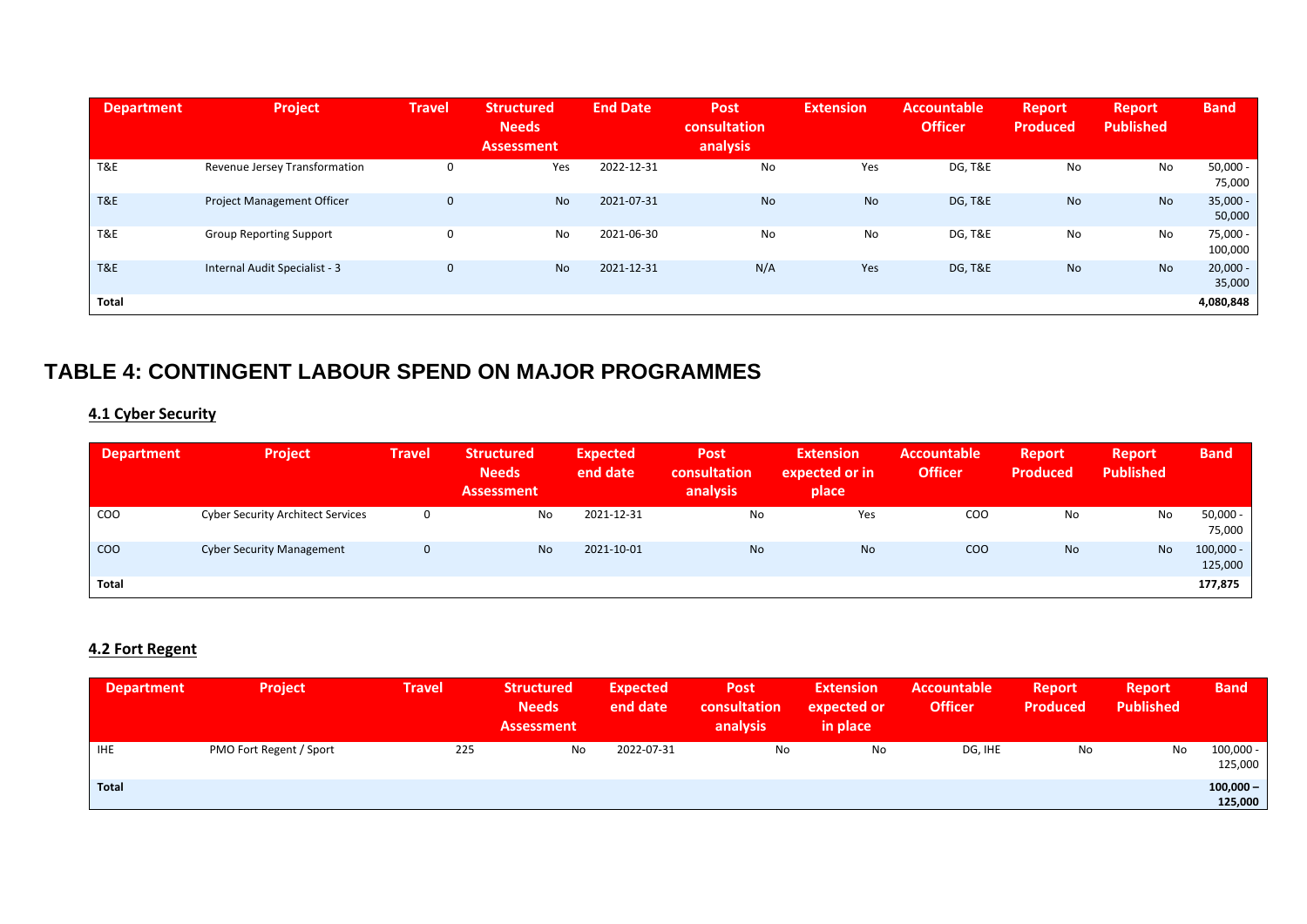| Department | Project | Travel | Structured Needs Assessment | End Date | Post consultation analysis | Extension | Accountable Officer | Report Produced | Report Published | Band |
|---|---|---|---|---|---|---|---|---|---|---|
| T&E | Revenue Jersey Transformation | 0 | Yes | 2022-12-31 | No | Yes | DG, T&E | No | No | 50,000 - 75,000 |
| T&E | Project Management Officer | 0 | No | 2021-07-31 | No | No | DG, T&E | No | No | 35,000 - 50,000 |
| T&E | Group Reporting Support | 0 | No | 2021-06-30 | No | No | DG, T&E | No | No | 75,000 - 100,000 |
| T&E | Internal Audit Specialist - 3 | 0 | No | 2021-12-31 | N/A | Yes | DG, T&E | No | No | 20,000 - 35,000 |
| **Total** | | | | | | | | | | **4,080,848** |

# TABLE 4: CONTINGENT LABOUR SPEND ON MAJOR PROGRAMMES

## 4.1 Cyber Security

| Department | Project | Travel | Structured Needs Assessment | Expected end date | Post consultation analysis | Extension expected or in place | Accountable Officer | Report Produced | Report Published | Band |
|---|---|---|---|---|---|---|---|---|---|---|
| COO | Cyber Security Architect Services | 0 | No | 2021-12-31 | No | Yes | COO | No | No | 50,000 - 75,000 |
| COO | Cyber Security Management | 0 | No | 2021-10-01 | No | No | COO | No | No | 100,000 - 125,000 |
| **Total** | | | | | | | | | | **177,875** |

## 4.2 Fort Regent

| Department | Project | Travel | Structured Needs Assessment | Expected end date | Post consultation analysis | Extension expected or in place | Accountable Officer | Report Produced | Report Published | Band |
|---|---|---|---|---|---|---|---|---|---|---|
| IHE | PMO Fort Regent / Sport | 225 | No | 2022-07-31 | No | No | DG, IHE | No | No | 100,000 - 125,000 |
| **Total** | | | | | | | | | | **100,000 – 125,000** |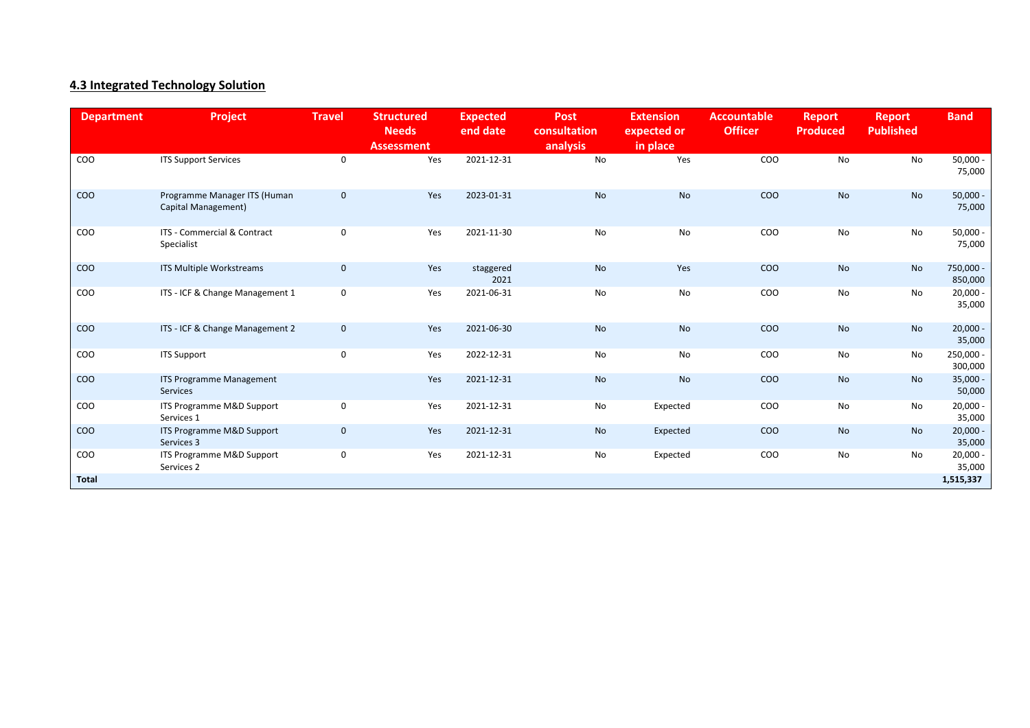## 4.3 Integrated Technology Solution

| Department | Project | Travel | Structured Needs Assessment | Expected end date | Post consultation analysis | Extension expected or in place | Accountable Officer | Report Produced | Report Published | Band |
|---|---|---|---|---|---|---|---|---|---|---|
| COO | ITS Support Services | 0 | Yes | 2021-12-31 | No | Yes | COO | No | No | 50,000 - 75,000 |
| COO | Programme Manager ITS (Human Capital Management) | 0 | Yes | 2023-01-31 | No | No | COO | No | No | 50,000 - 75,000 |
| COO | ITS - Commercial & Contract Specialist | 0 | Yes | 2021-11-30 | No | No | COO | No | No | 50,000 - 75,000 |
| COO | ITS Multiple Workstreams | 0 | Yes | staggered 2021 | No | Yes | COO | No | No | 750,000 - 850,000 |
| COO | ITS - ICF & Change Management 1 | 0 | Yes | 2021-06-31 | No | No | COO | No | No | 20,000 - 35,000 |
| COO | ITS - ICF & Change Management 2 | 0 | Yes | 2021-06-30 | No | No | COO | No | No | 20,000 - 35,000 |
| COO | ITS Support | 0 | Yes | 2022-12-31 | No | No | COO | No | No | 250,000 - 300,000 |
| COO | ITS Programme Management Services | | Yes | 2021-12-31 | No | No | COO | No | No | 35,000 - 50,000 |
| COO | ITS Programme M&D Support Services 1 | 0 | Yes | 2021-12-31 | No | Expected | COO | No | No | 20,000 - 35,000 |
| COO | ITS Programme M&D Support Services 3 | 0 | Yes | 2021-12-31 | No | Expected | COO | No | No | 20,000 - 35,000 |
| COO | ITS Programme M&D Support Services 2 | 0 | Yes | 2021-12-31 | No | Expected | COO | No | No | 20,000 - 35,000 |
| **Total** | | | | | | | | | | **1,515,337** |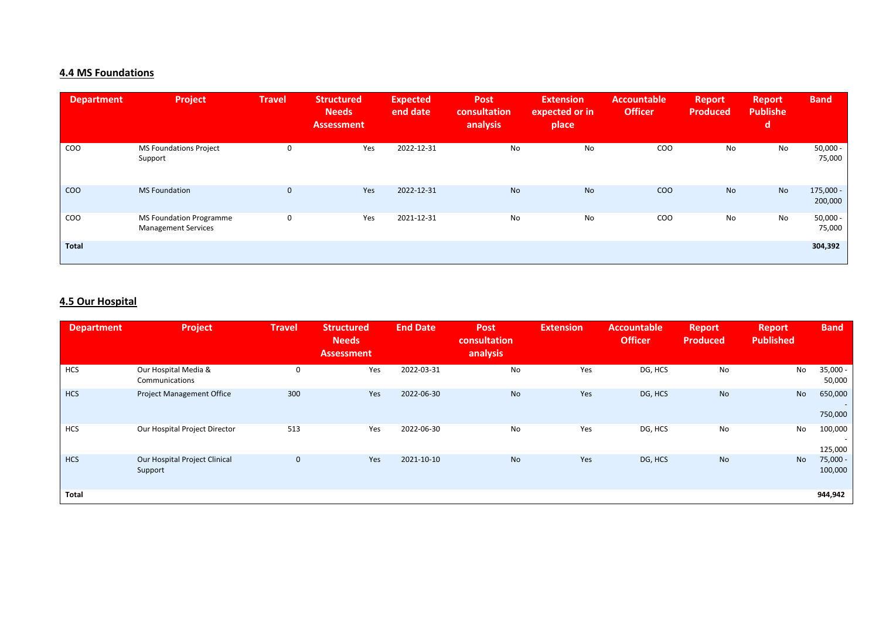## 4.4 MS Foundations

| Department | Project | Travel | Structured Needs Assessment | Expected end date | Post consultation analysis | Extension expected or in place | Accountable Officer | Report Produced | Report Published | Band |
|---|---|---|---|---|---|---|---|---|---|---|
| COO | MS Foundations Project Support | 0 | Yes | 2022-12-31 | No | No | COO | No | No | 50,000 - 75,000 |
| COO | MS Foundation | 0 | Yes | 2022-12-31 | No | No | COO | No | No | 175,000 - 200,000 |
| COO | MS Foundation Programme Management Services | 0 | Yes | 2021-12-31 | No | No | COO | No | No | 50,000 - 75,000 |
| **Total** | | | | | | | | | | **304,392** |

## 4.5 Our Hospital

| Department | Project | Travel | Structured Needs Assessment | End Date | Post consultation analysis | Extension | Accountable Officer | Report Produced | Report Published | Band |
|---|---|---|---|---|---|---|---|---|---|---|
| HCS | Our Hospital Media & Communications | 0 | Yes | 2022-03-31 | No | Yes | DG, HCS | No | No | 35,000 - 50,000 |
| HCS | Project Management Office | 300 | Yes | 2022-06-30 | No | Yes | DG, HCS | No | No | 650,000 - 750,000 |
| HCS | Our Hospital Project Director | 513 | Yes | 2022-06-30 | No | Yes | DG, HCS | No | No | 100,000 - 125,000 |
| HCS | Our Hospital Project Clinical Support | 0 | Yes | 2021-10-10 | No | Yes | DG, HCS | No | No | 75,000 - 100,000 |
| **Total** | | | | | | | | | | **944,942** |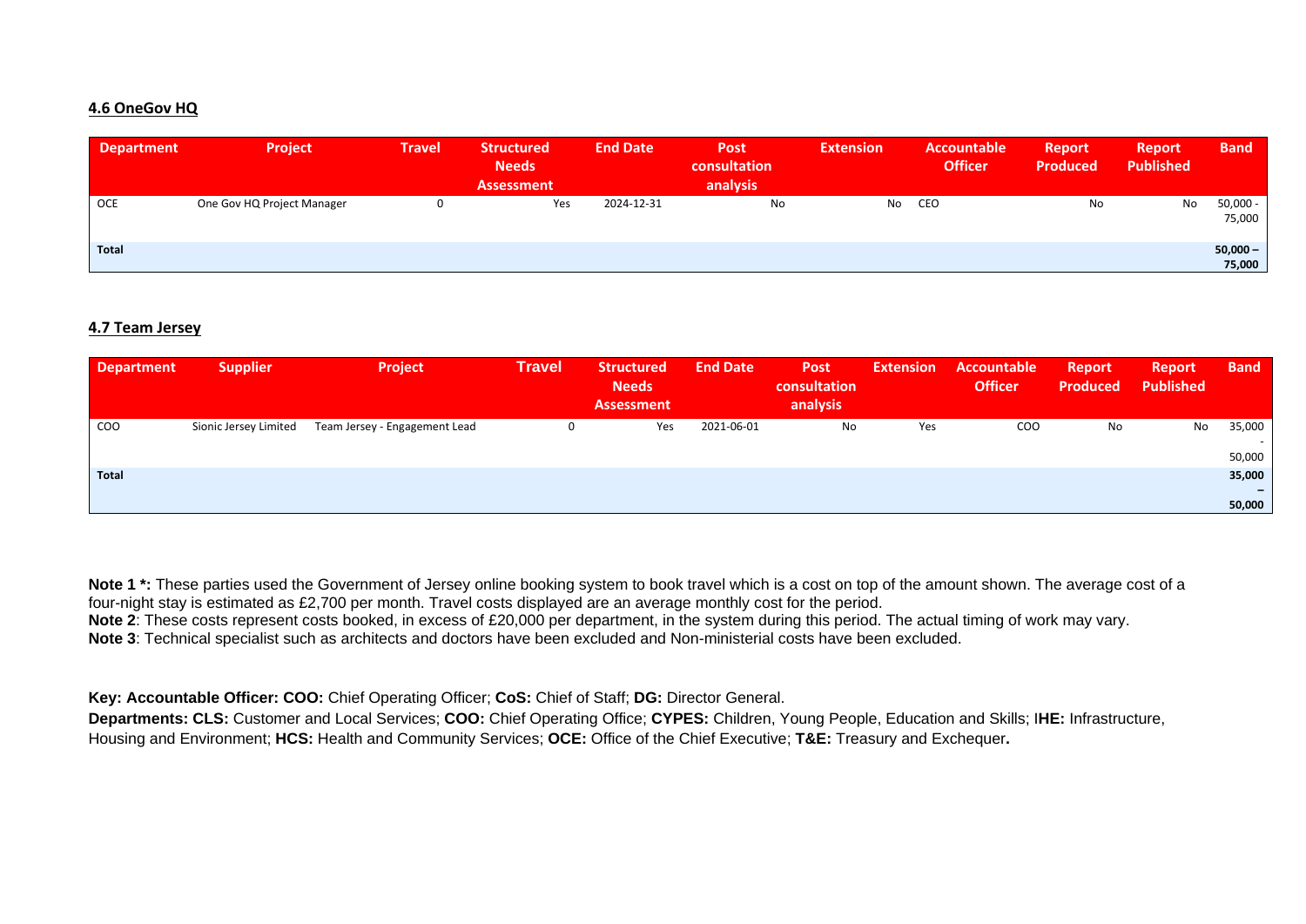#### 4.6 OneGov HQ

| Department | Project | Travel | Structured Needs Assessment | End Date | Post consultation analysis | Extension | Accountable Officer | Report Produced | Report Published | Band |
|---|---|---|---|---|---|---|---|---|---|---|
| OCE | One Gov HQ Project Manager | 0 | Yes | 2024-12-31 | No | No | CEO | No | No | 50,000 - 75,000 |
| **Total** | | | | | | | | | | **50,000 – 75,000** |

#### 4.7 Team Jersey

| Department | Supplier | Project | Travel | Structured Needs Assessment | End Date | Post consultation analysis | Extension | Accountable Officer | Report Produced | Report Published | Band |
|---|---|---|---|---|---|---|---|---|---|---|---|
| COO | Sionic Jersey Limited | Team Jersey - Engagement Lead | 0 | Yes | 2021-06-01 | No | Yes | COO | No | No | 35,000 - 50,000 |
| **Total** | | | | | | | | | | | **35,000 – 50,000** |

**Note 1 *:** These parties used the Government of Jersey online booking system to book travel which is a cost on top of the amount shown. The average cost of a four-night stay is estimated as £2,700 per month. Travel costs displayed are an average monthly cost for the period.
**Note 2**: These costs represent costs booked, in excess of £20,000 per department, in the system during this period. The actual timing of work may vary.
**Note 3**: Technical specialist such as architects and doctors have been excluded and Non-ministerial costs have been excluded.

**Key: Accountable Officer: COO:** Chief Operating Officer; **CoS:** Chief of Staff; **DG:** Director General.
**Departments: CLS:** Customer and Local Services; **COO:** Chief Operating Office; **CYPES:** Children, Young People, Education and Skills; I**HE:** Infrastructure, Housing and Environment; **HCS:** Health and Community Services; **OCE:** Office of the Chief Executive; **T&E:** Treasury and Exchequer**.**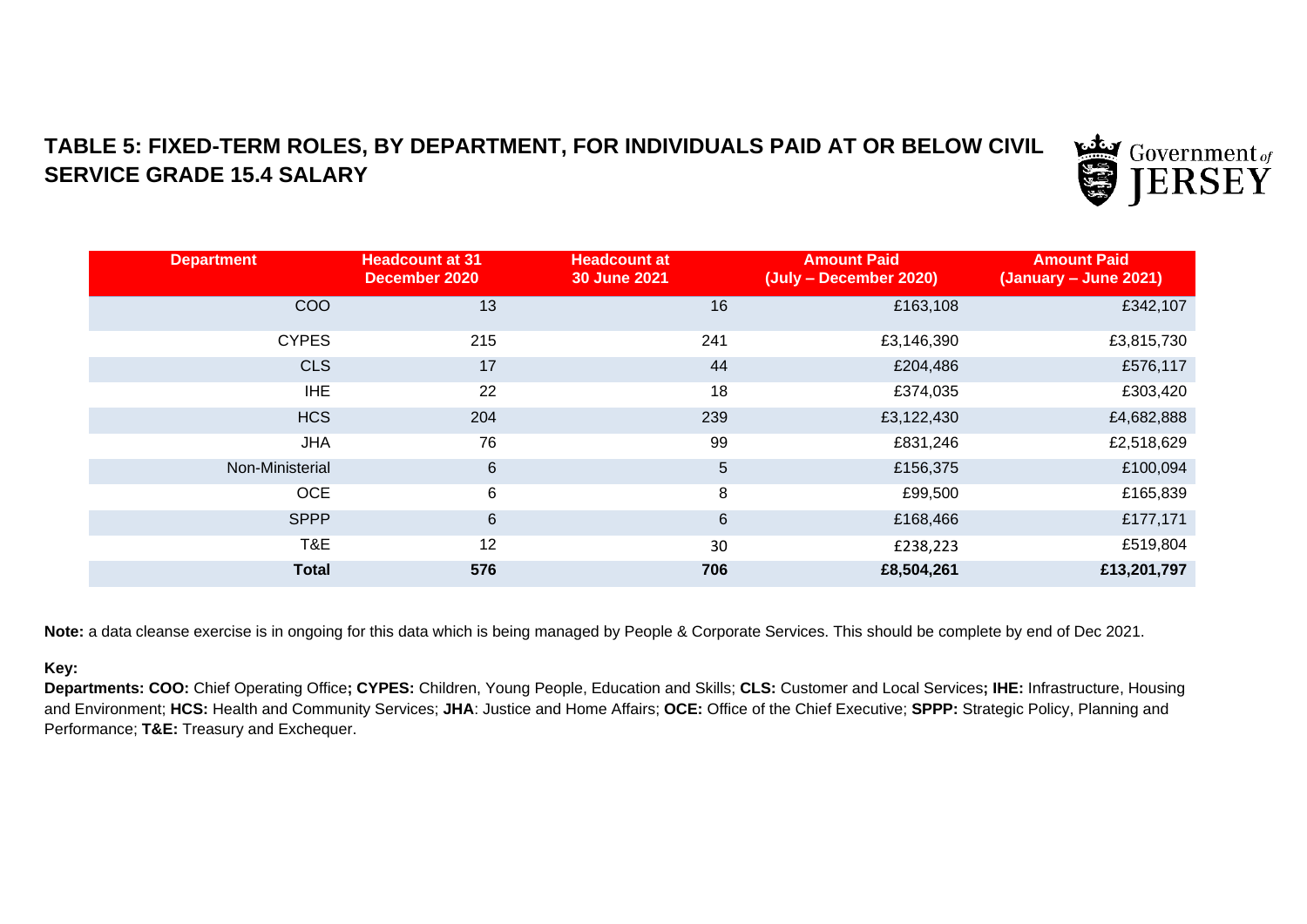## TABLE 5: FIXED-TERM ROLES, BY DEPARTMENT, FOR INDIVIDUALS PAID AT OR BELOW CIVIL SERVICE GRADE 15.4 SALARY

| Department | Headcount at 31 December 2020 | Headcount at 30 June 2021 | Amount Paid (July – December 2020) | Amount Paid (January – June 2021) |
|---|---|---|---|---|
| COO | 13 | 16 | £163,108 | £342,107 |
| CYPES | 215 | 241 | £3,146,390 | £3,815,730 |
| CLS | 17 | 44 | £204,486 | £576,117 |
| IHE | 22 | 18 | £374,035 | £303,420 |
| HCS | 204 | 239 | £3,122,430 | £4,682,888 |
| JHA | 76 | 99 | £831,246 | £2,518,629 |
| Non-Ministerial | 6 | 5 | £156,375 | £100,094 |
| OCE | 6 | 8 | £99,500 | £165,839 |
| SPPP | 6 | 6 | £168,466 | £177,171 |
| T&E | 12 | 30 | £238,223 | £519,804 |
| **Total** | **576** | **706** | **£8,504,261** | **£13,201,797** |

**Note:** a data cleanse exercise is in ongoing for this data which is being managed by People & Corporate Services. This should be complete by end of Dec 2021.

**Key:**

**Departments: COO:** Chief Operating Office**; CYPES:** Children, Young People, Education and Skills; **CLS:** Customer and Local Services**; IHE:** Infrastructure, Housing and Environment; **HCS:** Health and Community Services; **JHA**: Justice and Home Affairs; **OCE:** Office of the Chief Executive; **SPPP:** Strategic Policy, Planning and Performance; **T&E:** Treasury and Exchequer.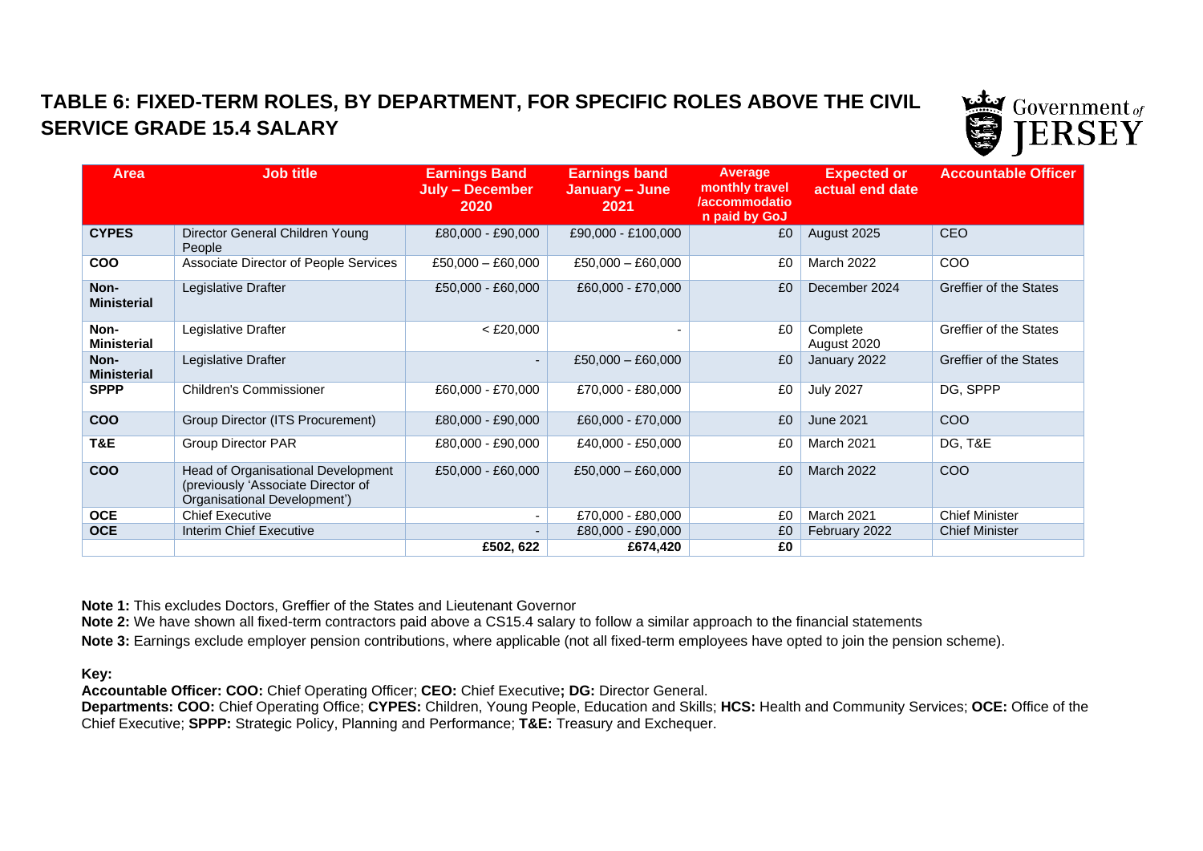# TABLE 6: FIXED-TERM ROLES, BY DEPARTMENT, FOR SPECIFIC ROLES ABOVE THE CIVIL SERVICE GRADE 15.4 SALARY

| Area | Job title | Earnings Band July – December 2020 | Earnings band January – June 2021 | Average monthly travel /accommodation paid by GoJ | Expected or actual end date | Accountable Officer |
|---|---|---|---|---|---|---|
| **CYPES** | Director General Children Young People | £80,000 - £90,000 | £90,000 - £100,000 | £0 | August 2025 | CEO |
| **COO** | Associate Director of People Services | £50,000 – £60,000 | £50,000 – £60,000 | £0 | March 2022 | COO |
| **Non-Ministerial** | Legislative Drafter | £50,000 - £60,000 | £60,000 - £70,000 | £0 | December 2024 | Greffier of the States |
| **Non-Ministerial** | Legislative Drafter | < £20,000 | - | £0 | Complete August 2020 | Greffier of the States |
| **Non-Ministerial** | Legislative Drafter | - | £50,000 – £60,000 | £0 | January 2022 | Greffier of the States |
| **SPPP** | Children's Commissioner | £60,000 - £70,000 | £70,000 - £80,000 | £0 | July 2027 | DG, SPPP |
| **COO** | Group Director (ITS Procurement) | £80,000 - £90,000 | £60,000 - £70,000 | £0 | June 2021 | COO |
| **T&E** | Group Director PAR | £80,000 - £90,000 | £40,000 - £50,000 | £0 | March 2021 | DG, T&E |
| **COO** | Head of Organisational Development (previously 'Associate Director of Organisational Development') | £50,000 - £60,000 | £50,000 – £60,000 | £0 | March 2022 | COO |
| **OCE** | Chief Executive | - | £70,000 - £80,000 | £0 | March 2021 | Chief Minister |
| **OCE** | Interim Chief Executive | - | £80,000 - £90,000 | £0 | February 2022 | Chief Minister |
| | | **£502, 622** | **£674,420** | **£0** | | |

**Note 1:** This excludes Doctors, Greffier of the States and Lieutenant Governor

**Note 2:** We have shown all fixed-term contractors paid above a CS15.4 salary to follow a similar approach to the financial statements

**Note 3:** Earnings exclude employer pension contributions, where applicable (not all fixed-term employees have opted to join the pension scheme).

**Key:**

**Accountable Officer: COO:** Chief Operating Officer; **CEO:** Chief Executive**; DG:** Director General.

**Departments: COO:** Chief Operating Office; **CYPES:** Children, Young People, Education and Skills; **HCS:** Health and Community Services; **OCE:** Office of the Chief Executive; **SPPP:** Strategic Policy, Planning and Performance; **T&E:** Treasury and Exchequer.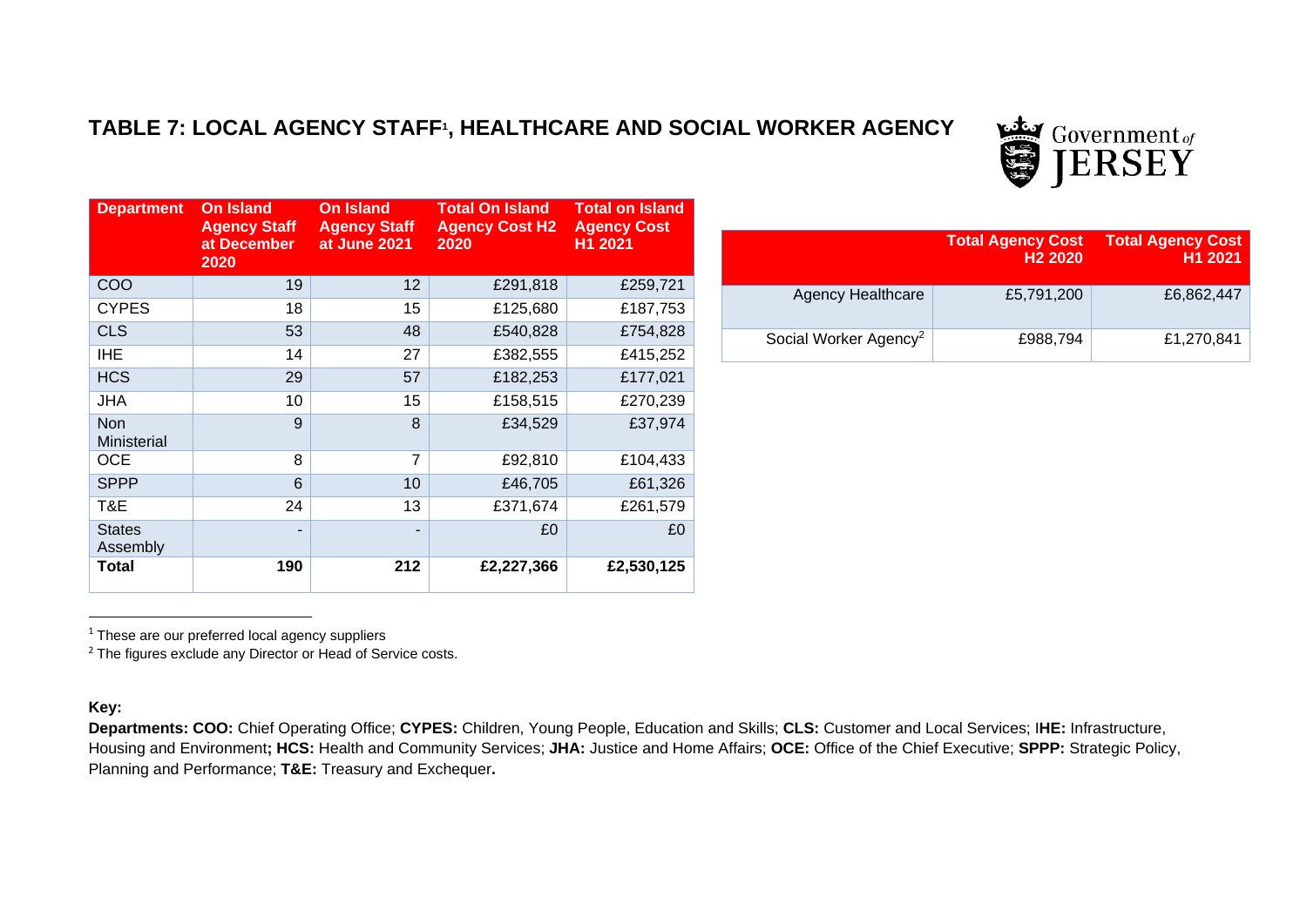## TABLE 7: LOCAL AGENCY STAFF[1], HEALTHCARE AND SOCIAL WORKER AGENCY

| Department | On Island Agency Staff at December 2020 | On Island Agency Staff at June 2021 | Total On Island Agency Cost H2 2020 | Total on Island Agency Cost H1 2021 |
|---|---|---|---|---|
| COO | 19 | 12 | £291,818 | £259,721 |
| CYPES | 18 | 15 | £125,680 | £187,753 |
| CLS | 53 | 48 | £540,828 | £754,828 |
| IHE | 14 | 27 | £382,555 | £415,252 |
| HCS | 29 | 57 | £182,253 | £177,021 |
| JHA | 10 | 15 | £158,515 | £270,239 |
| Non Ministerial | 9 | 8 | £34,529 | £37,974 |
| OCE | 8 | 7 | £92,810 | £104,433 |
| SPPP | 6 | 10 | £46,705 | £61,326 |
| T&E | 24 | 13 | £371,674 | £261,579 |
| States Assembly | - | - | £0 | £0 |
| **Total** | **190** | **212** | **£2,227,366** | **£2,530,125** |

| | Total Agency Cost H2 2020 | Total Agency Cost H1 2021 |
|---|---|---|
| Agency Healthcare | £5,791,200 | £6,862,447 |
| Social Worker Agency[2] | £988,794 | £1,270,841 |

[1] These are our preferred local agency suppliers

[2] The figures exclude any Director or Head of Service costs.

**Key:**

**Departments: COO:** Chief Operating Office; **CYPES:** Children, Young People, Education and Skills; **CLS:** Customer and Local Services; **IHE:** Infrastructure, Housing and Environment**; HCS:** Health and Community Services; **JHA:** Justice and Home Affairs; **OCE:** Office of the Chief Executive; **SPPP:** Strategic Policy, Planning and Performance; **T&E:** Treasury and Exchequer**.**